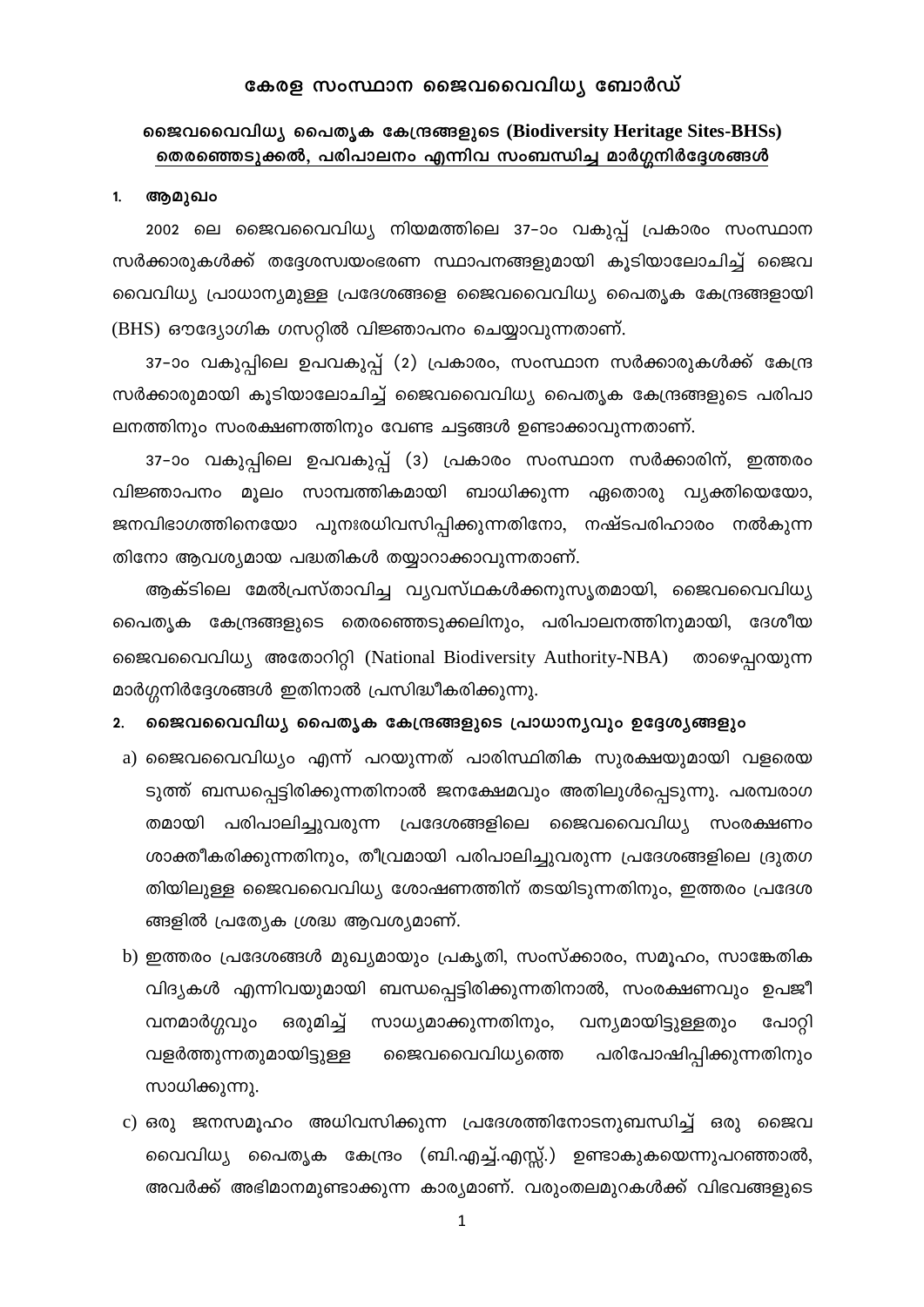# കേരള സംസ്ഥാന ജൈവവൈവിധ്യ ബോർഡ്

## ജൈവവൈവിധ്യ പൈതൃക കേന്ദ്രങ്ങളുടെ (Biodiversity Heritage Sites-BHSs) തെരഞ്ഞെടുക്കൽ, പരിപാലനം എന്നിവ സംബന്ധിച്ച മാർഗ്ഗനിർദ്ദേശങ്ങൾ

### 1. ആമുഖം

2002 ലെ ജൈവവൈവിധ്യ നിയമത്തിലെ 37–ാം വകുപ്പ് പ്രകാരം സംസ്ഥാന സർക്കാരുകൾക്ക് തദ്ദേശസ്വയംഭരണ സ്ഥാപനങ്ങളുമായി കൂടിയാലോചിച്ച് ജൈവ വൈവിധ്യ പ്രാധാന്യമുള്ള പ്രദേശങ്ങളെ ജൈവവൈവിധ്യ പൈതൃക കേന്ദ്രങ്ങളായി (BHS) ഔദ്യോഗിക ഗസറ്റിൽ വിജ്ഞാപനം ചെയ്യാവുന്നതാണ്.

37–ാം വകുപ്പിലെ ഉപവകുപ്പ് (2) പ്രകാരം, സംസ്ഥാന സർക്കാരുകൾക്ക് കേന്ദ്ര സർക്കാരുമായി കൂടിയാലോചിച്ച് ജൈവവൈവിധ്യ പൈതൃക കേന്ദ്രങ്ങളുടെ പരിപാലനത്തിനും സംരക്ഷണത്തിനും വേണ്ട ചട്ടങ്ങൾ ഉണ്ടാക്കാവുന്നതാണ്.

37–ാം വകുപ്പിലെ ഉപവകുപ്പ് (3) പ്രകാരം സംസ്ഥാന സർക്കാരിന്, ഇത്തരം വിജ്ഞാപനം മൂലം സാമ്പത്തികമായി ബാധിക്കുന്ന ഏതൊരു വ്യക്തിയെയോ, ജനവിഭാഗത്തിനെയോ പുനഃരധിവസിപ്പിക്കുന്നതിനോ, നഷ്ടപരിഹാരം നൽകുന്നതിനോ ആവശ്യമായ പദ്ധതികൾ തയ്യാറാക്കാവുന്നതാണ്.

ആക്ടിലെ മേൽപ്രസ്താവിച്ച വ്യവസ്ഥകൾക്കനുസൃതമായി, ജൈവവൈവിധ്യ പൈതൃക കേന്ദ്രങ്ങളുടെ തെരഞ്ഞെടുക്കലിനും, പരിപാലനത്തിനുമായി, ദേശീയ ജൈവവൈവിധ്യ അതോറിറ്റി (National Biodiversity Authority-NBA) താഴെപ്പറയുന്ന മാർഗ്ഗനിർദ്ദേശങ്ങൾ ഇതിനാൽ പ്രസിദ്ധീകരിക്കുന്നു.

### 2. ജൈവവൈവിധ്യ പൈതൃക കേന്ദ്രങ്ങളുടെ പ്രാധാന്യവും ഉദ്ദേശ്യങ്ങളും

a) ജൈവവൈവിധ്യം എന്ന് പറയുന്നത് പാരിസ്ഥിതിക സുരക്ഷയുമായി വളരെയടുത്ത് ബന്ധപ്പെട്ടിരിക്കുന്നതിനാൽ ജനക്ഷേമവും അതിലുൾപ്പെടുന്നു. പരമ്പരാഗതമായി പരിപാലിച്ചുവരുന്ന പ്രദേശങ്ങളിലെ ജൈവവൈവിധ്യ സംരക്ഷണം ശാക്തീകരിക്കുന്നതിനും, തീവ്രമായി പരിപാലിച്ചുവരുന്ന പ്രദേശങ്ങളിലെ ദ്രുതഗതിയിലുള്ള ജൈവവൈവിധ്യ ശോഷണത്തിന് തടയിടുന്നതിനും, ഇത്തരം പ്രദേശങ്ങളിൽ പ്രത്യേക ശ്രദ്ധ ആവശ്യമാണ്.

b) ഇത്തരം പ്രദേശങ്ങൾ മുഖ്യമായും പ്രകൃതി, സംസ്ക്കാരം, സമൂഹം, സാങ്കേതിക വിദ്യകൾ എന്നിവയുമായി ബന്ധപ്പെട്ടിരിക്കുന്നതിനാൽ, സംരക്ഷണവും ഉപജീവനമാർഗ്ഗവും ഒരുമിച്ച് സാധ്യമാക്കുന്നതിനും, വന്യമായിട്ടുള്ളതും പോറ്റിവളർത്തുന്നതുമായിട്ടുള്ള ജൈവവൈവിധ്യത്തെ പരിപോഷിപ്പിക്കുന്നതിനും സാധിക്കുന്നു.

c) ഒരു ജനസമൂഹം അധിവസിക്കുന്ന പ്രദേശത്തിനോടനുബന്ധിച്ച് ഒരു ജൈവ വൈവിധ്യ പൈതൃക കേന്ദ്രം (ബി.എച്ച്.എസ്സ്.) ഉണ്ടാകുകയെന്നുപറഞ്ഞാൽ, അവർക്ക് അഭിമാനമുണ്ടാക്കുന്ന കാര്യമാണ്. വരുംതലമുറകൾക്ക് വിഭവങ്ങളുടെ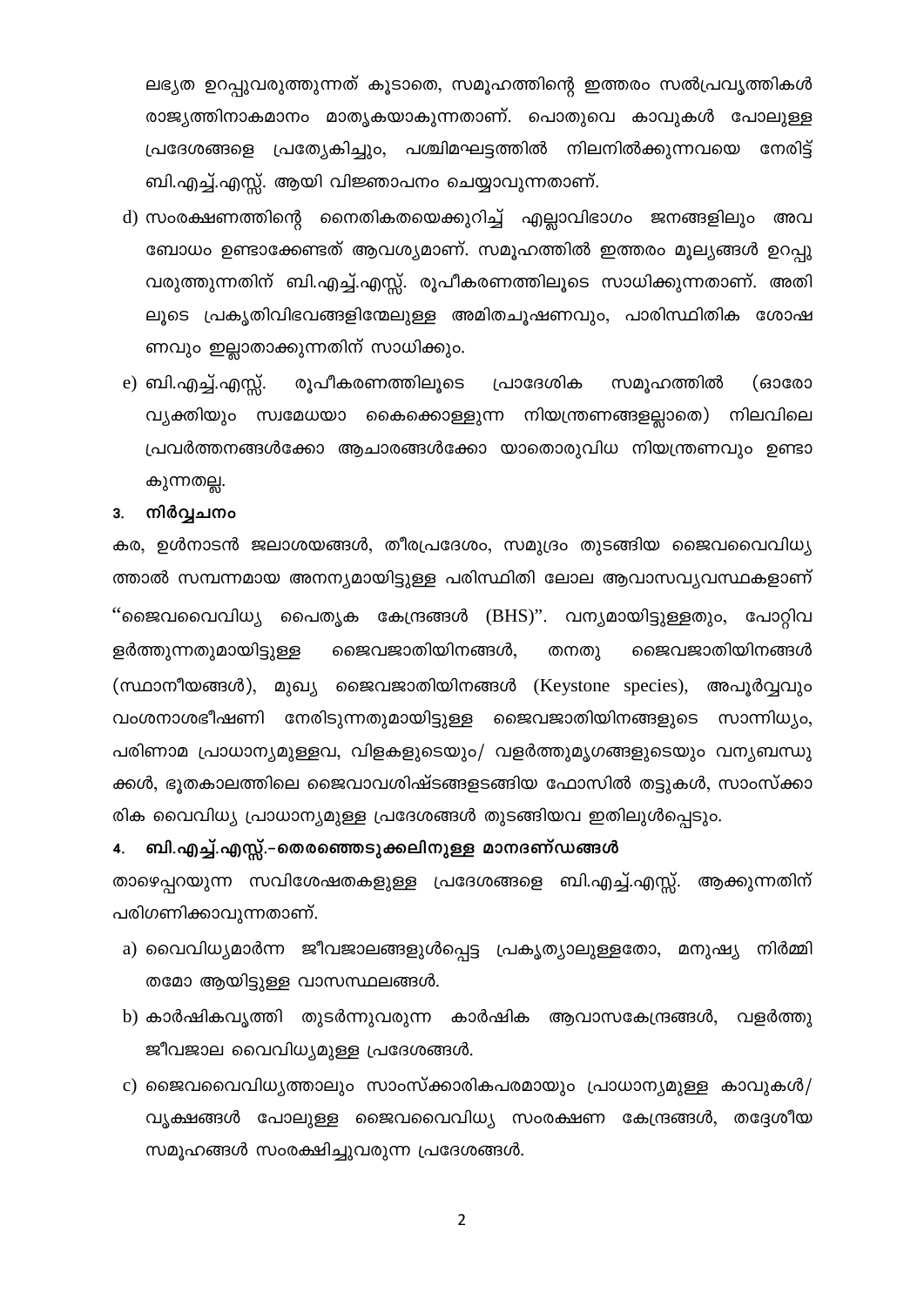ലഭ്യത ഉറപ്പുവരുത്തുന്നത് കൂടാതെ, സമൂഹത്തിന്റെ ഇത്തരം സൽപ്രവൃത്തികൾ രാജ്യത്തിനാകമാനം മാതൃകയാകുന്നതാണ്. പൊതുവെ കാവുകൾ പോലുള്ള പ്രദേശങ്ങളെ പ്രത്യേകിച്ചും, പശ്ചിമഘട്ടത്തിൽ നിലനിൽക്കുന്നവയെ നേരിട്ട് ബി.എച്ച്.എസ്സ്. ആയി വിജ്ഞാപനം ചെയ്യാവുന്നതാണ്.

d) സംരക്ഷണത്തിന്റെ നൈതികതയെക്കുറിച്ച് എല്ലാവിഭാഗം ജനങ്ങളിലും അവബോധം ഉണ്ടാക്കേണ്ടത് ആവശ്യമാണ്. സമൂഹത്തിൽ ഇത്തരം മൂല്യങ്ങൾ ഉറപ്പുവരുത്തുന്നതിന് ബി.എച്ച്.എസ്സ്. രൂപീകരണത്തിലൂടെ സാധിക്കുന്നതാണ്. അതിലൂടെ പ്രകൃതിവിഭവങ്ങളിന്മേലുള്ള അമിതചൂഷണവും, പാരിസ്ഥിതിക ശോഷണവും ഇല്ലാതാക്കുന്നതിന് സാധിക്കും.

e) ബി.എച്ച്.എസ്സ്. രൂപീകരണത്തിലൂടെ പ്രാദേശിക സമൂഹത്തിൽ (ഓരോ വ്യക്തിയും സ്വമേധയാ കൈക്കൊള്ളുന്ന നിയന്ത്രണങ്ങളല്ലാതെ) നിലവിലെ പ്രവർത്തനങ്ങൾക്കോ ആചാരങ്ങൾക്കോ യാതൊരുവിധ നിയന്ത്രണവും ഉണ്ടാകുന്നതല്ല.

### 3. നിർവ്വചനം

കര, ഉൾനാടൻ ജലാശയങ്ങൾ, തീരപ്രദേശം, സമുദ്രം തുടങ്ങിയ ജൈവവൈവിധ്യത്താൽ സമ്പന്നമായ അനന്യമായിട്ടുള്ള പരിസ്ഥിതി ലോല ആവാസവ്യവസ്ഥകളാണ് "ജൈവവൈവിധ്യ പൈതൃക കേന്ദ്രങ്ങൾ (BHS)". വന്യമായിട്ടുള്ളതും, പോറ്റിവളർത്തുന്നതുമായിട്ടുള്ള ജൈവജാതിയിനങ്ങൾ, തനതു ജൈവജാതിയിനങ്ങൾ (സ്ഥാനീയങ്ങൾ), മുഖ്യ ജൈവജാതിയിനങ്ങൾ (Keystone species), അപൂർവ്വവും വംശനാശഭീഷണി നേരിടുന്നതുമായിട്ടുള്ള ജൈവജാതിയിനങ്ങളുടെ സാന്നിധ്യം, പരിണാമ പ്രാധാന്യമുള്ളവ, വിളകളുടെയും/ വളർത്തുമൃഗങ്ങളുടെയും വന്യബന്ധുക്കൾ, ഭൂതകാലത്തിലെ ജൈവാവശിഷ്ടങ്ങളടങ്ങിയ ഫോസിൽ തട്ടുകൾ, സാംസ്കാരിക വൈവിധ്യ പ്രാധാന്യമുള്ള പ്രദേശങ്ങൾ തുടങ്ങിയവ ഇതിലുൾപ്പെടും.

### 4. ബി.എച്ച്.എസ്സ്.-തെരഞ്ഞെടുക്കലിനുള്ള മാനദണ്ഡങ്ങൾ

താഴെപ്പറയുന്ന സവിശേഷതകളുള്ള പ്രദേശങ്ങളെ ബി.എച്ച്.എസ്സ്. ആക്കുന്നതിന് പരിഗണിക്കാവുന്നതാണ്.

a) വൈവിധ്യമാർന്ന ജീവജാലങ്ങളുൾപ്പെട്ട പ്രകൃത്യാലുള്ളതോ, മനുഷ്യ നിർമ്മിതമോ ആയിട്ടുള്ള വാസസ്ഥലങ്ങൾ.

b) കാർഷികവൃത്തി തുടർന്നുവരുന്ന കാർഷിക ആവാസകേന്ദ്രങ്ങൾ, വളർത്തു ജീവജാല വൈവിധ്യമുള്ള പ്രദേശങ്ങൾ.

c) ജൈവവൈവിധ്യത്താലും സാംസ്കാരികപരമായും പ്രാധാന്യമുള്ള കാവുകൾ/ വൃക്ഷങ്ങൾ പോലുള്ള ജൈവവൈവിധ്യ സംരക്ഷണ കേന്ദ്രങ്ങൾ, തദ്ദേശീയ സമൂഹങ്ങൾ സംരക്ഷിച്ചുവരുന്ന പ്രദേശങ്ങൾ.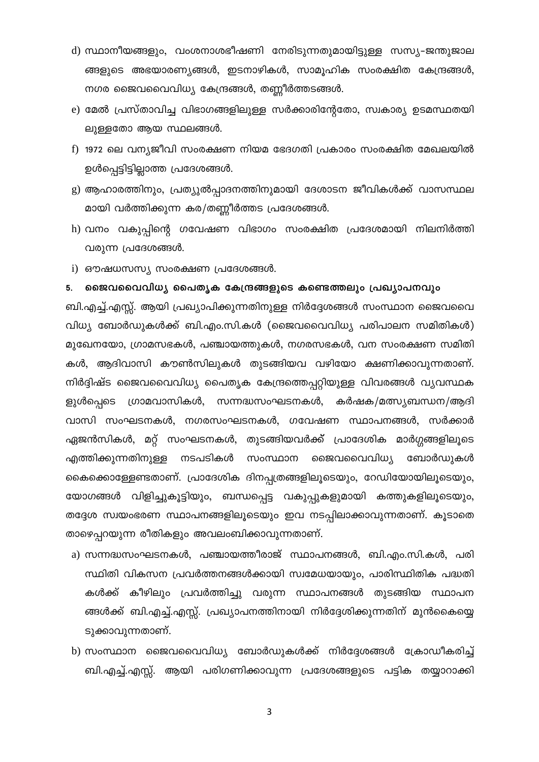d) സ്ഥാനീയങ്ങളും, വംശനാശഭീഷണി നേരിടുന്നതുമായിട്ടുള്ള സസ്യ-ജന്തുജാല ങ്ങളുടെ അഭയാരണ്യങ്ങൾ, ഇടനാഴികൾ, സാമൂഹിക സംരക്ഷിത കേന്ദ്രങ്ങൾ, നഗര ജൈവവൈവിധ്യ കേന്ദ്രങ്ങൾ, തണ്ണീർത്തടങ്ങൾ.

e) മേൽ പ്രസ്താവിച്ച വിഭാഗങ്ങളിലുള്ള സർക്കാരിന്റേതോ, സ്വകാര്യ ഉടമസ്ഥതയി ലുള്ളതോ ആയ സ്ഥലങ്ങൾ.

f) 1972 ലെ വന്യജീവി സംരക്ഷണ നിയമ ഭേദഗതി പ്രകാരം സംരക്ഷിത മേഖലയിൽ ഉൾപ്പെട്ടിട്ടില്ലാത്ത പ്രദേശങ്ങൾ.

g) ആഹാരത്തിനും, പ്രത്യുൽപ്പാദനത്തിനുമായി ദേശാടന ജീവികൾക്ക് വാസസ്ഥല മായി വർത്തിക്കുന്ന കര/തണ്ണീർത്തട പ്രദേശങ്ങൾ.

h) വനം വകുപ്പിന്റെ ഗവേഷണ വിഭാഗം സംരക്ഷിത പ്രദേശമായി നിലനിർത്തി വരുന്ന പ്രദേശങ്ങൾ.

i) ഔഷധസസ്യ സംരക്ഷണ പ്രദേശങ്ങൾ.

**5. ജൈവവൈവിധ്യ പൈതൃക കേന്ദ്രങ്ങളുടെ കണ്ടെത്തലും പ്രഖ്യാപനവും**

ബി.എച്ച്.എസ്സ്. ആയി പ്രഖ്യാപിക്കുന്നതിനുള്ള നിർദ്ദേശങ്ങൾ സംസ്ഥാന ജൈവവൈ വിധ്യ ബോർഡുകൾക്ക് ബി.എം.സി.കൾ (ജൈവവൈവിധ്യ പരിപാലന സമിതികൾ) മുഖേനയോ, ഗ്രാമസഭകൾ, പഞ്ചായത്തുകൾ, നഗരസഭകൾ, വന സംരക്ഷണ സമിതി കൾ, ആദിവാസി കൗൺസിലുകൾ തുടങ്ങിയവ വഴിയോ ക്ഷണിക്കാവുന്നതാണ്. നിർദ്ദിഷ്ട ജൈവവൈവിധ്യ പൈതൃക കേന്ദ്രത്തെപ്പറ്റിയുള്ള വിവരങ്ങൾ വ്യവസ്ഥക ളുൾപ്പെടെ ഗ്രാമവാസികൾ, സന്നദ്ധസംഘടനകൾ, കർഷക/മത്സ്യബന്ധന/ആദി വാസി സംഘടനകൾ, നഗരസംഘടനകൾ, ഗവേഷണ സ്ഥാപനങ്ങൾ, സർക്കാർ ഏജൻസികൾ, മറ്റ് സംഘടനകൾ, തുടങ്ങിയവർക്ക് പ്രാദേശിക മാർഗ്ഗങ്ങളിലൂടെ എത്തിക്കുന്നതിനുള്ള നടപടികൾ സംസ്ഥാന ജൈവവൈവിധ്യ ബോർഡുകൾ കൈക്കൊള്ളേണ്ടതാണ്. പ്രാദേശിക ദിനപ്പത്രങ്ങളിലൂടെയും, റേഡിയോയിലൂടെയും, യോഗങ്ങൾ വിളിച്ചുകൂട്ടിയും, ബന്ധപ്പെട്ട വകുപ്പുകളുമായി കത്തുകളിലൂടെയും, തദ്ദേശ സ്വയംഭരണ സ്ഥാപനങ്ങളിലൂടെയും ഇവ നടപ്പിലാക്കാവുന്നതാണ്. കൂടാതെ താഴെപ്പറയുന്ന രീതികളും അവലംബിക്കാവുന്നതാണ്.

a) സന്നദ്ധസംഘടനകൾ, പഞ്ചായത്തീരാജ് സ്ഥാപനങ്ങൾ, ബി.എം.സി.കൾ, പരി സ്ഥിതി വികസന പ്രവർത്തനങ്ങൾക്കായി സ്വമേധയായും, പാരിസ്ഥിതിക പദ്ധതി കൾക്ക് കീഴിലും പ്രവർത്തിച്ചു വരുന്ന സ്ഥാപനങ്ങൾ തുടങ്ങിയ സ്ഥാപന ങ്ങൾക്ക് ബി.എച്ച്.എസ്സ്. പ്രഖ്യാപനത്തിനായി നിർദ്ദേശിക്കുന്നതിന് മുൻകൈയ്യെ ടുക്കാവുന്നതാണ്.

b) സംസ്ഥാന ജൈവവൈവിധ്യ ബോർഡുകൾക്ക് നിർദ്ദേശങ്ങൾ ക്രോഡീകരിച്ച് ബി.എച്ച്.എസ്സ്. ആയി പരിഗണിക്കാവുന്ന പ്രദേശങ്ങളുടെ പട്ടിക തയ്യാറാക്കി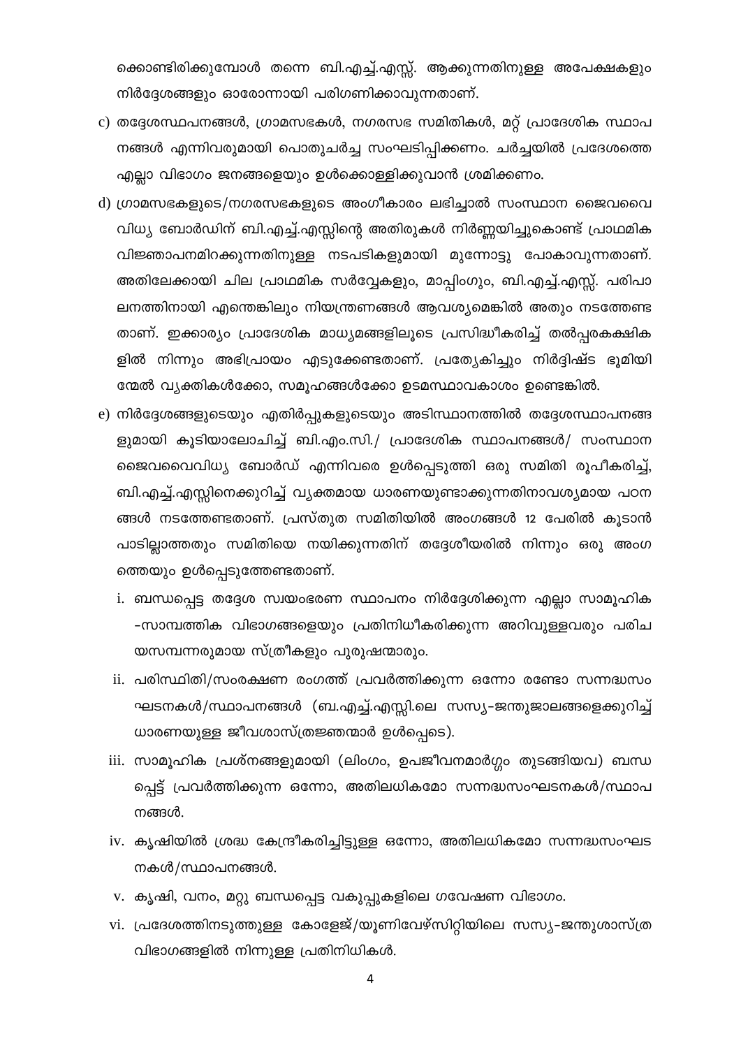ക്കൊണ്ടിരിക്കുമ്പോൾ തന്നെ ബി.എച്ച്.എസ്സ്. ആക്കുന്നതിനുള്ള അപേക്ഷകളും നിർദ്ദേശങ്ങളും ഓരോന്നായി പരിഗണിക്കാവുന്നതാണ്.

c) തദ്ദേശസ്ഥപനങ്ങൾ, ഗ്രാമസഭകൾ, നഗരസഭ സമിതികൾ, മറ്റ് പ്രാദേശിക സ്ഥാപനങ്ങൾ എന്നിവരുമായി പൊതുചർച്ച സംഘടിപ്പിക്കണം. ചർച്ചയിൽ പ്രദേശത്തെ എല്ലാ വിഭാഗം ജനങ്ങളെയും ഉൾക്കൊള്ളിക്കുവാൻ ശ്രമിക്കണം.

d) ഗ്രാമസഭകളുടെ/നഗരസഭകളുടെ അംഗീകാരം ലഭിച്ചാൽ സംസ്ഥാന ജൈവവൈവിധ്യ ബോർഡിന് ബി.എച്ച്.എസ്സിന്റെ അതിരുകൾ നിർണ്ണയിച്ചുകൊണ്ട് പ്രാഥമിക വിജ്ഞാപനമിറക്കുന്നതിനുള്ള നടപടികളുമായി മുന്നോട്ടു പോകാവുന്നതാണ്. അതിലേക്കായി ചില പ്രാഥമിക സർവ്വേകളും, മാപ്പിംഗും, ബി.എച്ച്.എസ്സ്. പരിപാലനത്തിനായി എന്തെങ്കിലും നിയന്ത്രണങ്ങൾ ആവശ്യമെങ്കിൽ അതും നടത്തേണ്ടതാണ്. ഇക്കാര്യം പ്രാദേശിക മാധ്യമങ്ങളിലൂടെ പ്രസിദ്ധീകരിച്ച് തൽപ്പരകക്ഷികളിൽ നിന്നും അഭിപ്രായം എടുക്കേണ്ടതാണ്. പ്രത്യേകിച്ചും നിർദ്ദിഷ്ട ഭൂമിയിന്മേൽ വ്യക്തികൾക്കോ, സമൂഹങ്ങൾക്കോ ഉടമസ്ഥാവകാശം ഉണ്ടെങ്കിൽ.

e) നിർദ്ദേശങ്ങളുടെയും എതിർപ്പുകളുടെയും അടിസ്ഥാനത്തിൽ തദ്ദേശസ്ഥാപനങ്ങളുമായി കൂടിയാലോചിച്ച് ബി.എം.സി./ പ്രാദേശിക സ്ഥാപനങ്ങൾ/ സംസ്ഥാന ജൈവവൈവിധ്യ ബോർഡ് എന്നിവരെ ഉൾപ്പെടുത്തി ഒരു സമിതി രൂപീകരിച്ച്, ബി.എച്ച്.എസ്സിനെക്കുറിച്ച് വ്യക്തമായ ധാരണയുണ്ടാക്കുന്നതിനാവശ്യമായ പഠനങ്ങൾ നടത്തേണ്ടതാണ്. പ്രസ്തുത സമിതിയിൽ അംഗങ്ങൾ 12 പേരിൽ കൂടാൻ പാടില്ലാത്തതും സമിതിയെ നയിക്കുന്നതിന് തദ്ദേശീയരിൽ നിന്നും ഒരു അംഗത്തെയും ഉൾപ്പെടുത്തേണ്ടതാണ്.

   i. ബന്ധപ്പെട്ട തദ്ദേശ സ്വയംഭരണ സ്ഥാപനം നിർദ്ദേശിക്കുന്ന എല്ലാ സാമൂഹിക-സാമ്പത്തിക വിഭാഗങ്ങളെയും പ്രതിനിധീകരിക്കുന്ന അറിവുള്ളവരും പരിചയസമ്പന്നരുമായ സ്ത്രീകളും പുരുഷന്മാരും.

   ii. പരിസ്ഥിതി/സംരക്ഷണ രംഗത്ത് പ്രവർത്തിക്കുന്ന ഒന്നോ രണ്ടോ സന്നദ്ധസംഘടനകൾ/സ്ഥാപനങ്ങൾ (ബ.എച്ച്.എസ്സിലെ സസ്യ-ജന്തുജാലങ്ങളെക്കുറിച്ച് ധാരണയുള്ള ജീവശാസ്ത്രജ്ഞന്മാർ ഉൾപ്പെടെ).

   iii. സാമൂഹിക പ്രശ്നങ്ങളുമായി (ലിംഗം, ഉപജീവനമാർഗ്ഗം തുടങ്ങിയവ) ബന്ധപ്പെട്ട് പ്രവർത്തിക്കുന്ന ഒന്നോ, അതിലധികമോ സന്നദ്ധസംഘടനകൾ/സ്ഥാപനങ്ങൾ.

   iv. കൃഷിയിൽ ശ്രദ്ധ കേന്ദ്രീകരിച്ചിട്ടുള്ള ഒന്നോ, അതിലധികമോ സന്നദ്ധസംഘടനകൾ/സ്ഥാപനങ്ങൾ.

   v. കൃഷി, വനം, മറ്റു ബന്ധപ്പെട്ട വകുപ്പുകളിലെ ഗവേഷണ വിഭാഗം.

   vi. പ്രദേശത്തിനടുത്തുള്ള കോളേജ്/യൂണിവേഴ്സിറ്റിയിലെ സസ്യ-ജന്തുശാസ്ത്ര വിഭാഗങ്ങളിൽ നിന്നുള്ള പ്രതിനിധികൾ.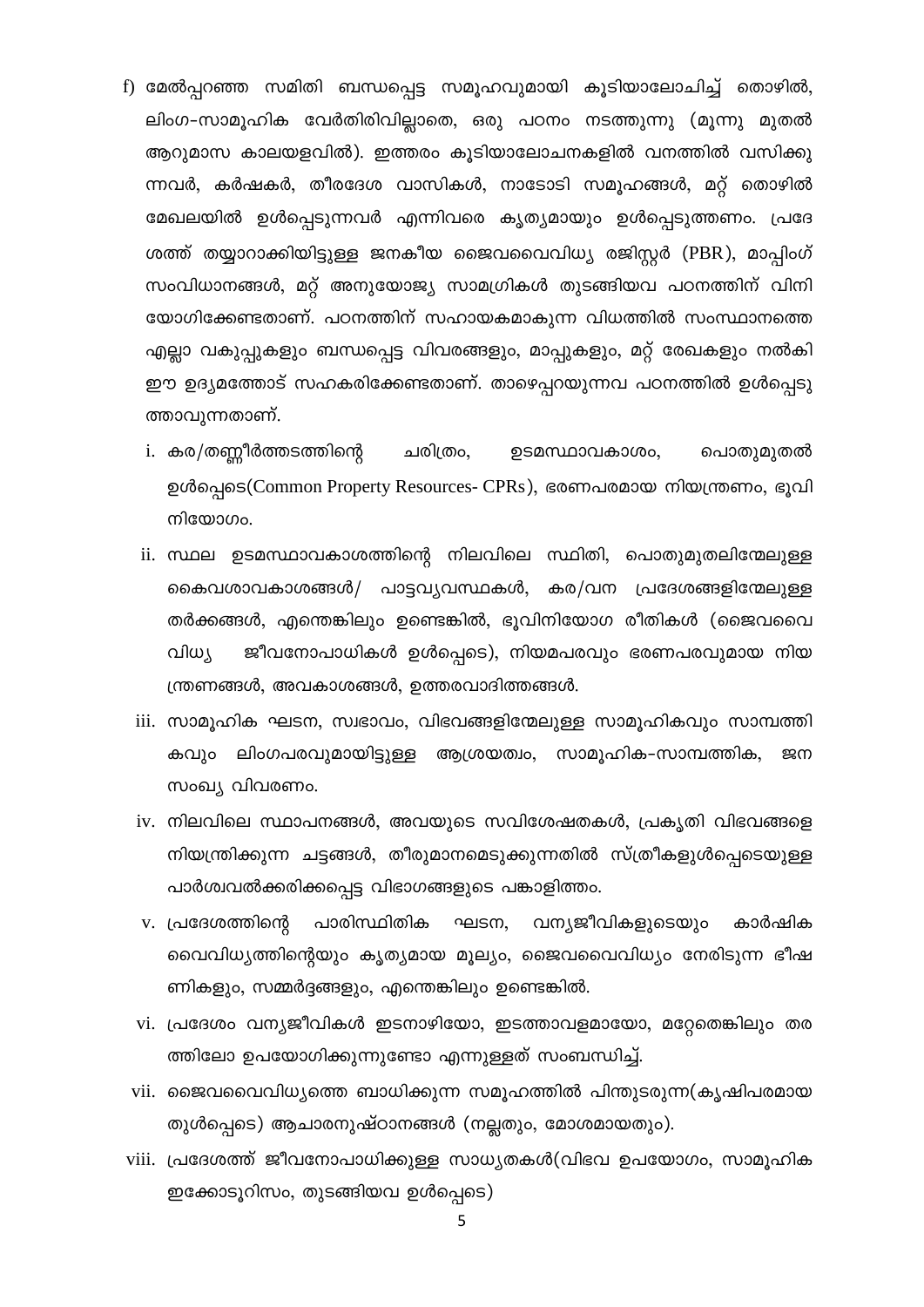f) മേൽപ്പറഞ്ഞ സമിതി ബന്ധപ്പെട്ട സമൂഹവുമായി കൂടിയാലോചിച്ച് തൊഴിൽ, ലിംഗ-സാമൂഹിക വേർതിരിവില്ലാതെ, ഒരു പഠനം നടത്തുന്നു (മൂന്നു മുതൽ ആറുമാസ കാലയളവിൽ). ഇത്തരം കൂടിയാലോചനകളിൽ വനത്തിൽ വസിക്കുന്നവർ, കർഷകർ, തീരദേശ വാസികൾ, നാടോടി സമൂഹങ്ങൾ, മറ്റ് തൊഴിൽ മേഖലയിൽ ഉൾപ്പെടുന്നവർ എന്നിവരെ കൃത്യമായും ഉൾപ്പെടുത്തണം. പ്രദേശത്ത് തയ്യാറാക്കിയിട്ടുള്ള ജനകീയ ജൈവവൈവിധ്യ രജിസ്റ്റർ (PBR), മാപ്പിംഗ് സംവിധാനങ്ങൾ, മറ്റ് അനുയോജ്യ സാമഗ്രികൾ തുടങ്ങിയവ പഠനത്തിന് വിനിയോഗിക്കേണ്ടതാണ്. പഠനത്തിന് സഹായകമാകുന്ന വിധത്തിൽ സംസ്ഥാനത്തെ എല്ലാ വകുപ്പുകളും ബന്ധപ്പെട്ട വിവരങ്ങളും, മാപ്പുകളും, മറ്റ് രേഖകളും നൽകി ഈ ഉദ്യമത്തോട് സഹകരിക്കേണ്ടതാണ്. താഴെപ്പറയുന്നവ പഠനത്തിൽ ഉൾപ്പെടുത്താവുന്നതാണ്.

   i. കര/തണ്ണീർത്തടത്തിന്റെ ചരിത്രം, ഉടമസ്ഥാവകാശം, പൊതുമുതൽ ഉൾപ്പെടെ(Common Property Resources- CPRs), ഭരണപരമായ നിയന്ത്രണം, ഭൂവിനിയോഗം.

   ii. സ്ഥല ഉടമസ്ഥാവകാശത്തിന്റെ നിലവിലെ സ്ഥിതി, പൊതുമുതലിന്മേലുള്ള കൈവശാവകാശങ്ങൾ/ പാട്ടവ്യവസ്ഥകൾ, കര/വന പ്രദേശങ്ങളിന്മേലുള്ള തർക്കങ്ങൾ, എന്തെങ്കിലും ഉണ്ടെങ്കിൽ, ഭൂവിനിയോഗ രീതികൾ (ജൈവവൈവിധ്യ ജീവനോപാധികൾ ഉൾപ്പെടെ), നിയമപരവും ഭരണപരവുമായ നിയന്ത്രണങ്ങൾ, അവകാശങ്ങൾ, ഉത്തരവാദിത്തങ്ങൾ.

   iii. സാമൂഹിക ഘടന, സ്വഭാവം, വിഭവങ്ങളിന്മേലുള്ള സാമൂഹികവും സാമ്പത്തികവും ലിംഗപരവുമായിട്ടുള്ള ആശ്രയത്വം, സാമൂഹിക-സാമ്പത്തിക, ജനസംഖ്യ വിവരണം.

   iv. നിലവിലെ സ്ഥാപനങ്ങൾ, അവയുടെ സവിശേഷതകൾ, പ്രകൃതി വിഭവങ്ങളെ നിയന്ത്രിക്കുന്ന ചട്ടങ്ങൾ, തീരുമാനമെടുക്കുന്നതിൽ സ്ത്രീകളുൾപ്പെടെയുള്ള പാർശ്വവൽക്കരിക്കപ്പെട്ട വിഭാഗങ്ങളുടെ പങ്കാളിത്തം.

   v. പ്രദേശത്തിന്റെ പാരിസ്ഥിതിക ഘടന, വന്യജീവികളുടെയും കാർഷിക വൈവിധ്യത്തിന്റെയും കൃത്യമായ മൂല്യം, ജൈവവൈവിധ്യം നേരിടുന്ന ഭീഷണികളും, സമ്മർദ്ദങ്ങളും, എന്തെങ്കിലും ഉണ്ടെങ്കിൽ.

   vi. പ്രദേശം വന്യജീവികൾ ഇടനാഴിയോ, ഇടത്താവളമായോ, മറ്റേതെങ്കിലും തരത്തിലോ ഉപയോഗിക്കുന്നുണ്ടോ എന്നുള്ളത് സംബന്ധിച്ച്.

   vii. ജൈവവൈവിധ്യത്തെ ബാധിക്കുന്ന സമൂഹത്തിൽ പിന്തുടരുന്ന(കൃഷിപരമായതുൾപ്പെടെ) ആചാരനുഷ്ഠാനങ്ങൾ (നല്ലതും, മോശമായതും).

   viii. പ്രദേശത്ത് ജീവനോപാധിക്കുള്ള സാധ്യതകൾ(വിഭവ ഉപയോഗം, സാമൂഹിക ഇക്കോടൂറിസം, തുടങ്ങിയവ ഉൾപ്പെടെ)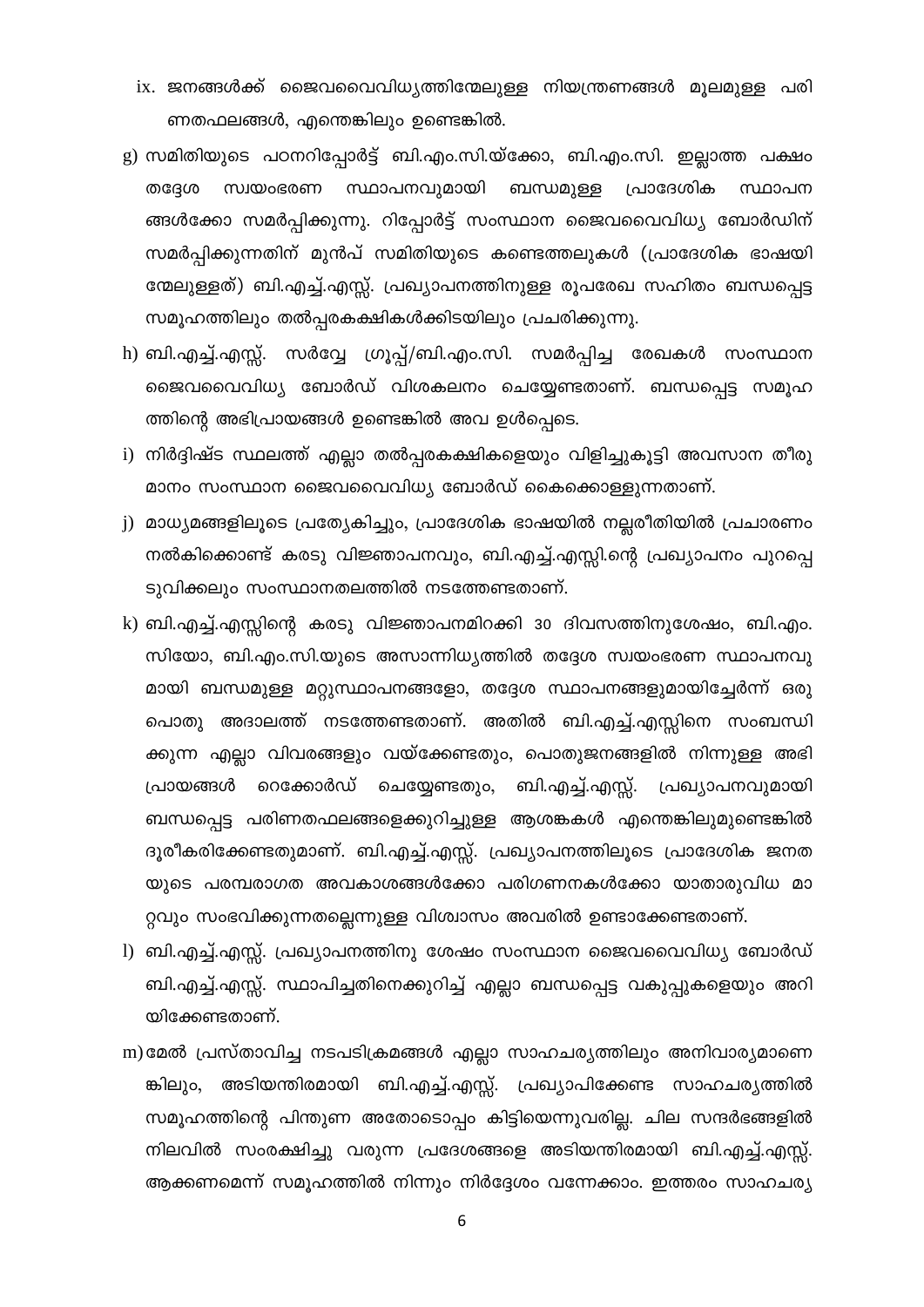ix. ജനങ്ങൾക്ക് ജൈവവൈവിധ്യത്തിന്മേലുള്ള നിയന്ത്രണങ്ങൾ മൂലമുള്ള പരിണതഫലങ്ങൾ, എന്തെങ്കിലും ഉണ്ടെങ്കിൽ.

g) സമിതിയുടെ പഠനറിപ്പോർട്ട് ബി.എം.സി.യ്ക്കോ, ബി.എം.സി. ഇല്ലാത്ത പക്ഷം തദ്ദേശ സ്വയംഭരണ സ്ഥാപനവുമായി ബന്ധമുള്ള പ്രാദേശിക സ്ഥാപനങ്ങൾക്കോ സമർപ്പിക്കുന്നു. റിപ്പോർട്ട് സംസ്ഥാന ജൈവവൈവിധ്യ ബോർഡിന് സമർപ്പിക്കുന്നതിന് മുൻപ് സമിതിയുടെ കണ്ടെത്തലുകൾ (പ്രാദേശിക ഭാഷയിന്മേലുള്ളത്) ബി.എച്ച്.എസ്സ്. പ്രഖ്യാപനത്തിനുള്ള രൂപരേഖ സഹിതം ബന്ധപ്പെട്ട സമൂഹത്തിലും തൽപ്പരകക്ഷികൾക്കിടയിലും പ്രചരിക്കുന്നു.

h) ബി.എച്ച്.എസ്സ്. സർവ്വേ ഗ്രൂപ്പ്/ബി.എം.സി. സമർപ്പിച്ച രേഖകൾ സംസ്ഥാന ജൈവവൈവിധ്യ ബോർഡ് വിശകലനം ചെയ്യേണ്ടതാണ്. ബന്ധപ്പെട്ട സമൂഹത്തിന്റെ അഭിപ്രായങ്ങൾ ഉണ്ടെങ്കിൽ അവ ഉൾപ്പെടെ.

i) നിർദ്ദിഷ്ട സ്ഥലത്ത് എല്ലാ തൽപ്പരകക്ഷികളെയും വിളിച്ചുകൂട്ടി അവസാന തീരുമാനം സംസ്ഥാന ജൈവവൈവിധ്യ ബോർഡ് കൈക്കൊള്ളുന്നതാണ്.

j) മാധ്യമങ്ങളിലൂടെ പ്രത്യേകിച്ചും, പ്രാദേശിക ഭാഷയിൽ നല്ലരീതിയിൽ പ്രചാരണം നൽകിക്കൊണ്ട് കരടു വിജ്ഞാപനവും, ബി.എച്ച്.എസ്സി.ന്റെ പ്രഖ്യാപനം പുറപ്പെടുവിക്കലും സംസ്ഥാനതലത്തിൽ നടത്തേണ്ടതാണ്.

k) ബി.എച്ച്.എസ്സിന്റെ കരടു വിജ്ഞാപനമിറക്കി 30 ദിവസത്തിനുശേഷം, ബി.എം.സിയോ, ബി.എം.സി.യുടെ അസാന്നിധ്യത്തിൽ തദ്ദേശ സ്വയംഭരണ സ്ഥാപനവുമായി ബന്ധമുള്ള മറ്റുസ്ഥാപനങ്ങളോ, തദ്ദേശ സ്ഥാപനങ്ങളുമായിച്ചേർന്ന് ഒരു പൊതു അദാലത്ത് നടത്തേണ്ടതാണ്. അതിൽ ബി.എച്ച്.എസ്സിനെ സംബന്ധിക്കുന്ന എല്ലാ വിവരങ്ങളും വയ്ക്കേണ്ടതും, പൊതുജനങ്ങളിൽ നിന്നുള്ള അഭിപ്രായങ്ങൾ റെക്കോർഡ് ചെയ്യേണ്ടതും, ബി.എച്ച്.എസ്സ്. പ്രഖ്യാപനവുമായി ബന്ധപ്പെട്ട പരിണതഫലങ്ങളെക്കുറിച്ചുള്ള ആശങ്കകൾ എന്തെങ്കിലുമുണ്ടെങ്കിൽ ദൂരീകരിക്കേണ്ടതുമാണ്. ബി.എച്ച്.എസ്സ്. പ്രഖ്യാപനത്തിലൂടെ പ്രാദേശിക ജനതയുടെ പരമ്പരാഗത അവകാശങ്ങൾക്കോ പരിഗണനകൾക്കോ യാതാരുവിധ മാറ്റവും സംഭവിക്കുന്നതല്ലെന്നുള്ള വിശ്വാസം അവരിൽ ഉണ്ടാക്കേണ്ടതാണ്.

l) ബി.എച്ച്.എസ്സ്. പ്രഖ്യാപനത്തിനു ശേഷം സംസ്ഥാന ജൈവവൈവിധ്യ ബോർഡ് ബി.എച്ച്.എസ്സ്. സ്ഥാപിച്ചതിനെക്കുറിച്ച് എല്ലാ ബന്ധപ്പെട്ട വകുപ്പുകളെയും അറിയിക്കേണ്ടതാണ്.

m) മേൽ പ്രസ്താവിച്ച നടപടിക്രമങ്ങൾ എല്ലാ സാഹചര്യത്തിലും അനിവാര്യമാണെങ്കിലും, അടിയന്തിരമായി ബി.എച്ച്.എസ്സ്. പ്രഖ്യാപിക്കേണ്ട സാഹചര്യത്തിൽ സമൂഹത്തിന്റെ പിന്തുണ അതോടൊപ്പം കിട്ടിയെന്നുവരില്ല. ചില സന്ദർഭങ്ങളിൽ നിലവിൽ സംരക്ഷിച്ചു വരുന്ന പ്രദേശങ്ങളെ അടിയന്തിരമായി ബി.എച്ച്.എസ്സ്. ആക്കണമെന്ന് സമൂഹത്തിൽ നിന്നും നിർദ്ദേശം വന്നേക്കാം. ഇത്തരം സാഹചര്യ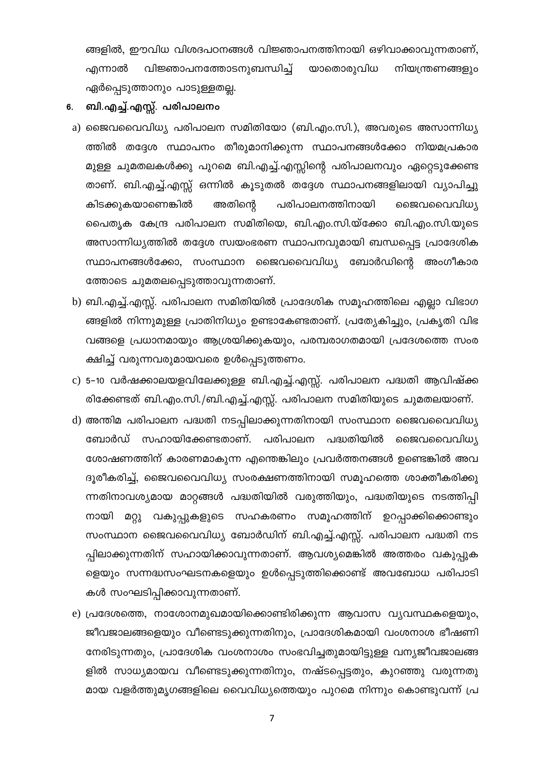ങ്ങളിൽ, ഈവിധ വിശദപഠനങ്ങൾ വിജ്ഞാപനത്തിനായി ഒഴിവാക്കാവുന്നതാണ്, എന്നാൽ വിജ്ഞാപനത്തോടനുബന്ധിച്ച് യാതൊരുവിധ നിയന്ത്രണങ്ങളും ഏർപ്പെടുത്താനും പാടുള്ളതല്ല.

## 6. ബി.എച്ച്.എസ്സ്. പരിപാലനം

a) ജൈവവൈവിധ്യ പരിപാലന സമിതിയോ (ബി.എം.സി.), അവരുടെ അസാന്നിധ്യത്തിൽ തദ്ദേശ സ്ഥാപനം തീരുമാനിക്കുന്ന സ്ഥാപനങ്ങൾക്കോ നിയമപ്രകാരമുള്ള ചുമതലകൾക്കു പുറമെ ബി.എച്ച്.എസ്സിന്റെ പരിപാലനവും ഏറ്റെടുക്കേണ്ടതാണ്. ബി.എച്ച്.എസ്സ് ഒന്നിൽ കൂടുതൽ തദ്ദേശ സ്ഥാപനങ്ങളിലായി വ്യാപിച്ചു കിടക്കുകയാണെങ്കിൽ അതിന്റെ പരിപാലനത്തിനായി ജൈവവൈവിധ്യ പൈതൃക കേന്ദ്ര പരിപാലന സമിതിയെ, ബി.എം.സി.യ്ക്കോ ബി.എം.സി.യുടെ അസാന്നിധ്യത്തിൽ തദ്ദേശ സ്വയംഭരണ സ്ഥാപനവുമായി ബന്ധപ്പെട്ട പ്രാദേശിക സ്ഥാപനങ്ങൾക്കോ, സംസ്ഥാന ജൈവവൈവിധ്യ ബോർഡിന്റെ അംഗീകാരത്തോടെ ചുമതലപ്പെടുത്താവുന്നതാണ്.

b) ബി.എച്ച്.എസ്സ്. പരിപാലന സമിതിയിൽ പ്രാദേശിക സമൂഹത്തിലെ എല്ലാ വിഭാഗങ്ങളിൽ നിന്നുമുള്ള പ്രാതിനിധ്യം ഉണ്ടാകേണ്ടതാണ്. പ്രത്യേകിച്ചും, പ്രകൃതി വിഭവങ്ങളെ പ്രധാനമായും ആശ്രയിക്കുകയും, പരമ്പരാഗതമായി പ്രദേശത്തെ സംരക്ഷിച്ച് വരുന്നവരുമായവരെ ഉൾപ്പെടുത്തണം.

c) 5-10 വർഷക്കാലയളവിലേക്കുള്ള ബി.എച്ച്.എസ്സ്. പരിപാലന പദ്ധതി ആവിഷ്ക്കരിക്കേണ്ടത് ബി.എം.സി./ബി.എച്ച്.എസ്സ്. പരിപാലന സമിതിയുടെ ചുമതലയാണ്.

d) അന്തിമ പരിപാലന പദ്ധതി നടപ്പിലാക്കുന്നതിനായി സംസ്ഥാന ജൈവവൈവിധ്യ ബോർഡ് സഹായിക്കേണ്ടതാണ്. പരിപാലന പദ്ധതിയിൽ ജൈവവൈവിധ്യ ശോഷണത്തിന് കാരണമാകുന്ന എന്തെങ്കിലും പ്രവർത്തനങ്ങൾ ഉണ്ടെങ്കിൽ അവ ദൂരീകരിച്ച്, ജൈവവൈവിധ്യ സംരക്ഷണത്തിനായി സമൂഹത്തെ ശാക്തീകരിക്കുന്നതിനാവശ്യമായ മാറ്റങ്ങൾ പദ്ധതിയിൽ വരുത്തിയും, പദ്ധതിയുടെ നടത്തിപ്പിനായി മറ്റു വകുപ്പുകളുടെ സഹകരണം സമൂഹത്തിന് ഉറപ്പാക്കിക്കൊണ്ടും സംസ്ഥാന ജൈവവൈവിധ്യ ബോർഡിന് ബി.എച്ച്.എസ്സ്. പരിപാലന പദ്ധതി നടപ്പിലാക്കുന്നതിന് സഹായിക്കാവുന്നതാണ്. ആവശ്യമെങ്കിൽ അത്തരം വകുപ്പുകളെയും സന്നദ്ധസംഘടനകളെയും ഉൾപ്പെടുത്തിക്കൊണ്ട് അവബോധ പരിപാടികൾ സംഘടിപ്പിക്കാവുന്നതാണ്.

e) പ്രദേശത്തെ, നാശോന്മുഖമായിക്കൊണ്ടിരിക്കുന്ന ആവാസ വ്യവസ്ഥകളെയും, ജീവജാലങ്ങളെയും വീണ്ടെടുക്കുന്നതിനും, പ്രാദേശികമായി വംശനാശ ഭീഷണി നേരിടുന്നതും, പ്രാദേശിക വംശനാശം സംഭവിച്ചതുമായിട്ടുള്ള വന്യജീവജാലങ്ങളിൽ സാധ്യമായവ വീണ്ടെടുക്കുന്നതിനും, നഷ്ടപ്പെട്ടതും, കുറഞ്ഞു വരുന്നതുമായ വളർത്തുമൃഗങ്ങളിലെ വൈവിധ്യത്തെയും പുറമെ നിന്നും കൊണ്ടുവന്ന് പ്ര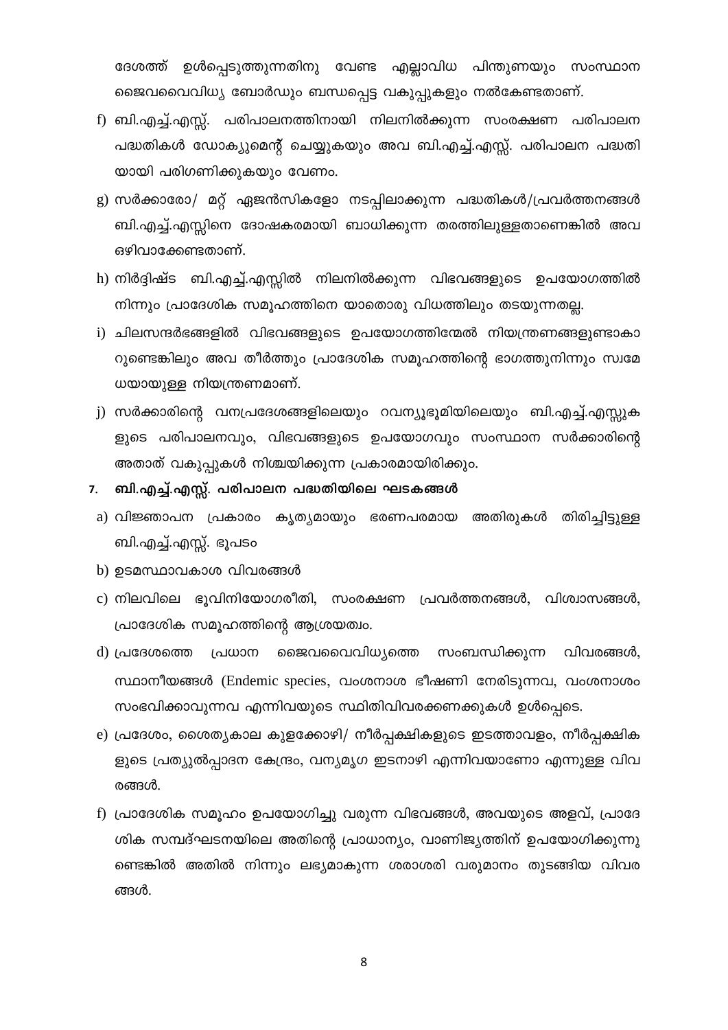ദേശത്ത് ഉൾപ്പെടുത്തുന്നതിനു വേണ്ട എല്ലാവിധ പിന്തുണയും സംസ്ഥാന ജൈവവൈവിധ്യ ബോർഡും ബന്ധപ്പെട്ട വകുപ്പുകളും നൽകേണ്ടതാണ്.

f) ബി.എച്ച്.എസ്സ്. പരിപാലനത്തിനായി നിലനിൽക്കുന്ന സംരക്ഷണ പരിപാലന പദ്ധതികൾ ഡോക്യുമെന്റ് ചെയ്യുകയും അവ ബി.എച്ച്.എസ്സ്. പരിപാലന പദ്ധതിയായി പരിഗണിക്കുകയും വേണം.

g) സർക്കാരോ/ മറ്റ് ഏജൻസികളോ നടപ്പിലാക്കുന്ന പദ്ധതികൾ/പ്രവർത്തനങ്ങൾ ബി.എച്ച്.എസ്സിനെ ദോഷകരമായി ബാധിക്കുന്ന തരത്തിലുള്ളതാണെങ്കിൽ അവ ഒഴിവാക്കേണ്ടതാണ്.

h) നിർദ്ദിഷ്ട ബി.എച്ച്.എസ്സിൽ നിലനിൽക്കുന്ന വിഭവങ്ങളുടെ ഉപയോഗത്തിൽ നിന്നും പ്രാദേശിക സമൂഹത്തിനെ യാതൊരു വിധത്തിലും തടയുന്നതല്ല.

i) ചിലസന്ദർഭങ്ങളിൽ വിഭവങ്ങളുടെ ഉപയോഗത്തിന്മേൽ നിയന്ത്രണങ്ങളുണ്ടാകാറുണ്ടെങ്കിലും അവ തീർത്തും പ്രാദേശിക സമൂഹത്തിന്റെ ഭാഗത്തുനിന്നും സ്വമേധയായുള്ള നിയന്ത്രണമാണ്.

j) സർക്കാരിന്റെ വനപ്രദേശങ്ങളിലെയും റവന്യുഭൂമിയിലെയും ബി.എച്ച്.എസ്സുകളുടെ പരിപാലനവും, വിഭവങ്ങളുടെ ഉപയോഗവും സംസ്ഥാന സർക്കാരിന്റെ അതാത് വകുപ്പുകൾ നിശ്ചയിക്കുന്ന പ്രകാരമായിരിക്കും.

## 7. ബി.എച്ച്.എസ്സ്. പരിപാലന പദ്ധതിയിലെ ഘടകങ്ങൾ

a) വിജ്ഞാപന പ്രകാരം കൃത്യമായും ഭരണപരമായ അതിരുകൾ തിരിച്ചിട്ടുള്ള ബി.എച്ച്.എസ്സ്. ഭൂപടം

b) ഉടമസ്ഥാവകാശ വിവരങ്ങൾ

c) നിലവിലെ ഭൂവിനിയോഗരീതി, സംരക്ഷണ പ്രവർത്തനങ്ങൾ, വിശ്വാസങ്ങൾ, പ്രാദേശിക സമൂഹത്തിന്റെ ആശ്രയത്വം.

d) പ്രദേശത്തെ പ്രധാന ജൈവവൈവിധ്യത്തെ സംബന്ധിക്കുന്ന വിവരങ്ങൾ, സ്ഥാനീയങ്ങൾ (Endemic species, വംശനാശ ഭീഷണി നേരിടുന്നവ, വംശനാശം സംഭവിക്കാവുന്നവ എന്നിവയുടെ സ്ഥിതിവിവരക്കണക്കുകൾ ഉൾപ്പെടെ.

e) പ്രദേശം, ശൈത്യകാല കുളക്കോഴി/ നീർപ്പക്ഷികളുടെ ഇടത്താവളം, നീർപ്പക്ഷികളുടെ പ്രത്യുൽപ്പാദന കേന്ദ്രം, വന്യമൃഗ ഇടനാഴി എന്നിവയാണോ എന്നുള്ള വിവരങ്ങൾ.

f) പ്രാദേശിക സമൂഹം ഉപയോഗിച്ചു വരുന്ന വിഭവങ്ങൾ, അവയുടെ അളവ്, പ്രാദേശിക സമ്പദ്ഘടനയിലെ അതിന്റെ പ്രാധാന്യം, വാണിജ്യത്തിന് ഉപയോഗിക്കുന്നുണ്ടെങ്കിൽ അതിൽ നിന്നും ലഭ്യമാകുന്ന ശരാശരി വരുമാനം തുടങ്ങിയ വിവരങ്ങൾ.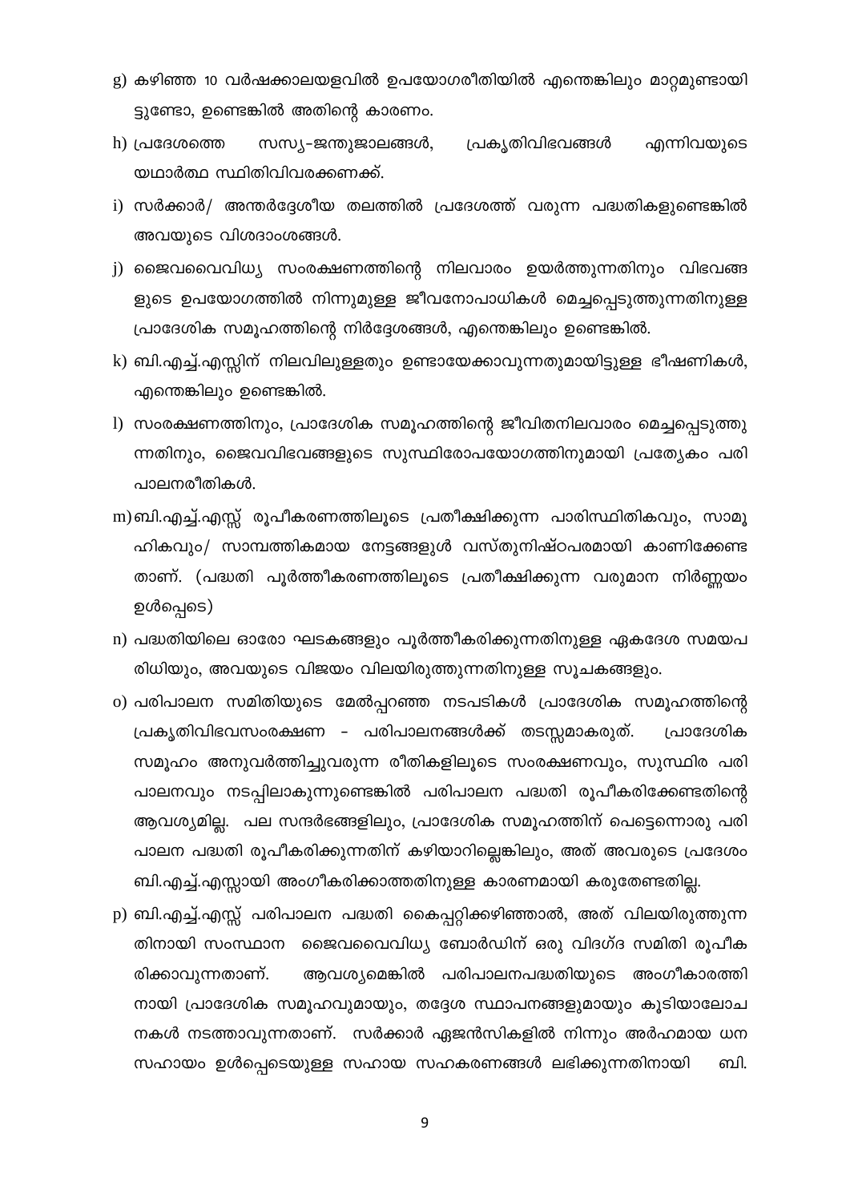g) കഴിഞ്ഞ 10 വർഷക്കാലയളവിൽ ഉപയോഗരീതിയിൽ എന്തെങ്കിലും മാറ്റമുണ്ടായി ട്ടുണ്ടോ, ഉണ്ടെങ്കിൽ അതിന്റെ കാരണം.

h) പ്രദേശത്തെ സസ്യ-ജന്തുജാലങ്ങൾ, പ്രകൃതിവിഭവങ്ങൾ എന്നിവയുടെ യഥാർത്ഥ സ്ഥിതിവിവരക്കണക്ക്.

i) സർക്കാർ/ അന്തർദ്ദേശീയ തലത്തിൽ പ്രദേശത്ത് വരുന്ന പദ്ധതികളുണ്ടെങ്കിൽ അവയുടെ വിശദാംശങ്ങൾ.

j) ജൈവവൈവിധ്യ സംരക്ഷണത്തിന്റെ നിലവാരം ഉയർത്തുന്നതിനും വിഭവങ്ങ ളുടെ ഉപയോഗത്തിൽ നിന്നുമുള്ള ജീവനോപാധികൾ മെച്ചപ്പെടുത്തുന്നതിനുള്ള പ്രാദേശിക സമൂഹത്തിന്റെ നിർദ്ദേശങ്ങൾ, എന്തെങ്കിലും ഉണ്ടെങ്കിൽ.

k) ബി.എച്ച്.എസ്സിന് നിലവിലുള്ളതും ഉണ്ടായേക്കാവുന്നതുമായിട്ടുള്ള ഭീഷണികൾ, എന്തെങ്കിലും ഉണ്ടെങ്കിൽ.

l) സംരക്ഷണത്തിനും, പ്രാദേശിക സമൂഹത്തിന്റെ ജീവിതനിലവാരം മെച്ചപ്പെടുത്തു ന്നതിനും, ജൈവവിഭവങ്ങളുടെ സുസ്ഥിരോപയോഗത്തിനുമായി പ്രത്യേകം പരി പാലനരീതികൾ.

m) ബി.എച്ച്.എസ്സ് രൂപീകരണത്തിലൂടെ പ്രതീക്ഷിക്കുന്ന പാരിസ്ഥിതികവും, സാമൂ ഹികവും/ സാമ്പത്തികമായ നേട്ടങ്ങളുൾ വസ്തുനിഷ്ഠപരമായി കാണിക്കേണ്ട താണ്. (പദ്ധതി പൂർത്തീകരണത്തിലൂടെ പ്രതീക്ഷിക്കുന്ന വരുമാന നിർണ്ണയം ഉൾപ്പെടെ)

n) പദ്ധതിയിലെ ഓരോ ഘടകങ്ങളും പൂർത്തീകരിക്കുന്നതിനുള്ള ഏകദേശ സമയപ രിധിയും, അവയുടെ വിജയം വിലയിരുത്തുന്നതിനുള്ള സൂചകങ്ങളും.

o) പരിപാലന സമിതിയുടെ മേൽപ്പറഞ്ഞ നടപടികൾ പ്രാദേശിക സമൂഹത്തിന്റെ പ്രകൃതിവിഭവസംരക്ഷണ - പരിപാലനങ്ങൾക്ക് തടസ്സമാകരുത്. പ്രാദേശിക സമൂഹം അനുവർത്തിച്ചുവരുന്ന രീതികളിലൂടെ സംരക്ഷണവും, സുസ്ഥിര പരി പാലനവും നടപ്പിലാകുന്നുണ്ടെങ്കിൽ പരിപാലന പദ്ധതി രൂപീകരിക്കേണ്ടതിന്റെ ആവശ്യമില്ല. പല സന്ദർഭങ്ങളിലും, പ്രാദേശിക സമൂഹത്തിന് പെട്ടെന്നൊരു പരി പാലന പദ്ധതി രൂപീകരിക്കുന്നതിന് കഴിയാറില്ലെങ്കിലും, അത് അവരുടെ പ്രദേശം ബി.എച്ച്.എസ്സായി അംഗീകരിക്കാത്തതിനുള്ള കാരണമായി കരുതേണ്ടതില്ല.

p) ബി.എച്ച്.എസ്സ് പരിപാലന പദ്ധതി കൈപ്പറ്റിക്കഴിഞ്ഞാൽ, അത് വിലയിരുത്തുന്ന തിനായി സംസ്ഥാന ജൈവവൈവിധ്യ ബോർഡിന് ഒരു വിദഗ്ദ സമിതി രൂപീക രിക്കാവുന്നതാണ്. ആവശ്യമെങ്കിൽ പരിപാലനപദ്ധതിയുടെ അംഗീകാരത്തി നായി പ്രാദേശിക സമൂഹവുമായും, തദ്ദേശ സ്ഥാപനങ്ങളുമായും കൂടിയാലോച നകൾ നടത്താവുന്നതാണ്. സർക്കാർ ഏജൻസികളിൽ നിന്നും അർഹമായ ധന സഹായം ഉൾപ്പെടെയുള്ള സഹായ സഹകരണങ്ങൾ ലഭിക്കുന്നതിനായി ബി.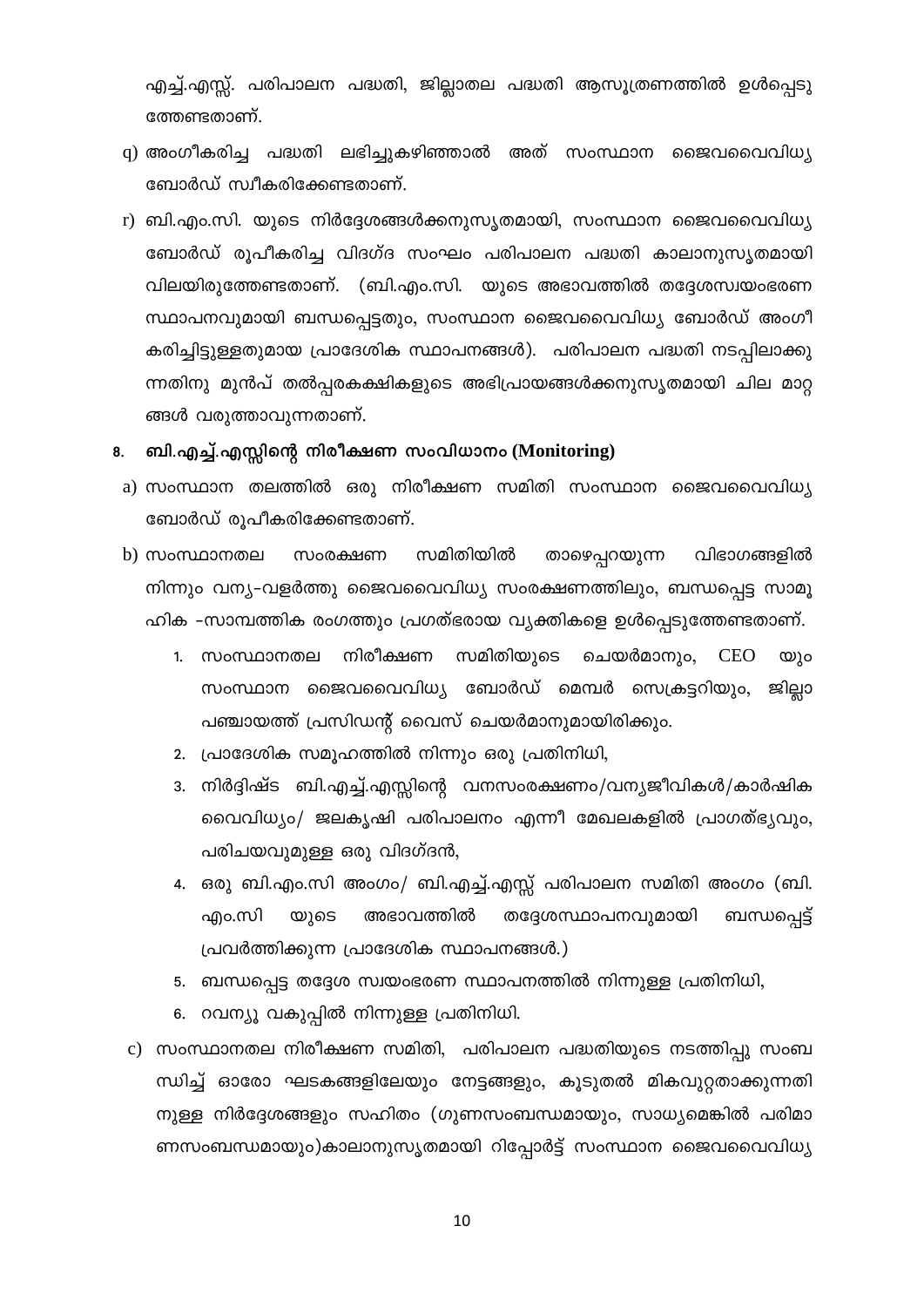എച്ച്.എസ്സ്. പരിപാലന പദ്ധതി, ജില്ലാതല പദ്ധതി ആസൂത്രണത്തിൽ ഉൾപ്പെടു ത്തേണ്ടതാണ്.

q) അംഗീകരിച്ച പദ്ധതി ലഭിച്ചുകഴിഞ്ഞാൽ അത് സംസ്ഥാന ജൈവവൈവിധ്യ ബോർഡ് സ്വീകരിക്കേണ്ടതാണ്.

r) ബി.എം.സി. യുടെ നിർദ്ദേശങ്ങൾക്കനുസൃതമായി, സംസ്ഥാന ജൈവവൈവിധ്യ ബോർഡ് രൂപീകരിച്ച വിദഗ്ദ സംഘം പരിപാലന പദ്ധതി കാലാനുസൃതമായി വിലയിരുത്തേണ്ടതാണ്. (ബി.എം.സി. യുടെ അഭാവത്തിൽ തദ്ദേശസ്വയംഭരണ സ്ഥാപനവുമായി ബന്ധപ്പെട്ടതും, സംസ്ഥാന ജൈവവൈവിധ്യ ബോർഡ് അംഗീ കരിച്ചിട്ടുള്ളതുമായ പ്രാദേശിക സ്ഥാപനങ്ങൾ). പരിപാലന പദ്ധതി നടപ്പിലാക്കു ന്നതിനു മുൻപ് തൽപ്പരകക്ഷികളുടെ അഭിപ്രായങ്ങൾക്കനുസൃതമായി ചില മാറ്റ ങ്ങൾ വരുത്താവുന്നതാണ്.

## 8. ബി.എച്ച്.എസ്സിന്റെ നിരീക്ഷണ സംവിധാനം (Monitoring)

a) സംസ്ഥാന തലത്തിൽ ഒരു നിരീക്ഷണ സമിതി സംസ്ഥാന ജൈവവൈവിധ്യ ബോർഡ് രൂപീകരിക്കേണ്ടതാണ്.

b) സംസ്ഥാനതല സംരക്ഷണ സമിതിയിൽ താഴെപ്പറയുന്ന വിഭാഗങ്ങളിൽ നിന്നും വന്യ-വളർത്തു ജൈവവൈവിധ്യ സംരക്ഷണത്തിലും, ബന്ധപ്പെട്ട സാമൂ ഹിക -സാമ്പത്തിക രംഗത്തും പ്രഗത്ഭരായ വ്യക്തികളെ ഉൾപ്പെടുത്തേണ്ടതാണ്.

1. സംസ്ഥാനതല നിരീക്ഷണ സമിതിയുടെ ചെയർമാനും, CEO യും സംസ്ഥാന ജൈവവൈവിധ്യ ബോർഡ് മെമ്പർ സെക്രട്ടറിയും, ജില്ലാ പഞ്ചായത്ത് പ്രസിഡന്റ് വൈസ് ചെയർമാനുമായിരിക്കും.
2. പ്രാദേശിക സമൂഹത്തിൽ നിന്നും ഒരു പ്രതിനിധി,
3. നിർദ്ദിഷ്ട ബി.എച്ച്.എസ്സിന്റെ വനസംരക്ഷണം/വന്യജീവികൾ/കാർഷിക വൈവിധ്യം/ ജലകൃഷി പരിപാലനം എന്നീ മേഖലകളിൽ പ്രാഗത്ഭ്യവും, പരിചയവുമുള്ള ഒരു വിദഗ്ദൻ,
4. ഒരു ബി.എം.സി അംഗം/ ബി.എച്ച്.എസ്സ് പരിപാലന സമിതി അംഗം (ബി. എം.സി യുടെ അഭാവത്തിൽ തദ്ദേശസ്ഥാപനവുമായി ബന്ധപ്പെട്ട് പ്രവർത്തിക്കുന്ന പ്രാദേശിക സ്ഥാപനങ്ങൾ.)
5. ബന്ധപ്പെട്ട തദ്ദേശ സ്വയംഭരണ സ്ഥാപനത്തിൽ നിന്നുള്ള പ്രതിനിധി,
6. റവന്യൂ വകുപ്പിൽ നിന്നുള്ള പ്രതിനിധി.

c) സംസ്ഥാനതല നിരീക്ഷണ സമിതി, പരിപാലന പദ്ധതിയുടെ നടത്തിപ്പു സംബ ന്ധിച്ച് ഓരോ ഘടകങ്ങളിലേയും നേട്ടങ്ങളും, കൂടുതൽ മികവുറ്റതാക്കുന്നതി നുള്ള നിർദ്ദേശങ്ങളും സഹിതം (ഗുണസംബന്ധമായും, സാധ്യമെങ്കിൽ പരിമാ ണസംബന്ധമായും)കാലാനുസൃതമായി റിപ്പോർട്ട് സംസ്ഥാന ജൈവവൈവിധ്യ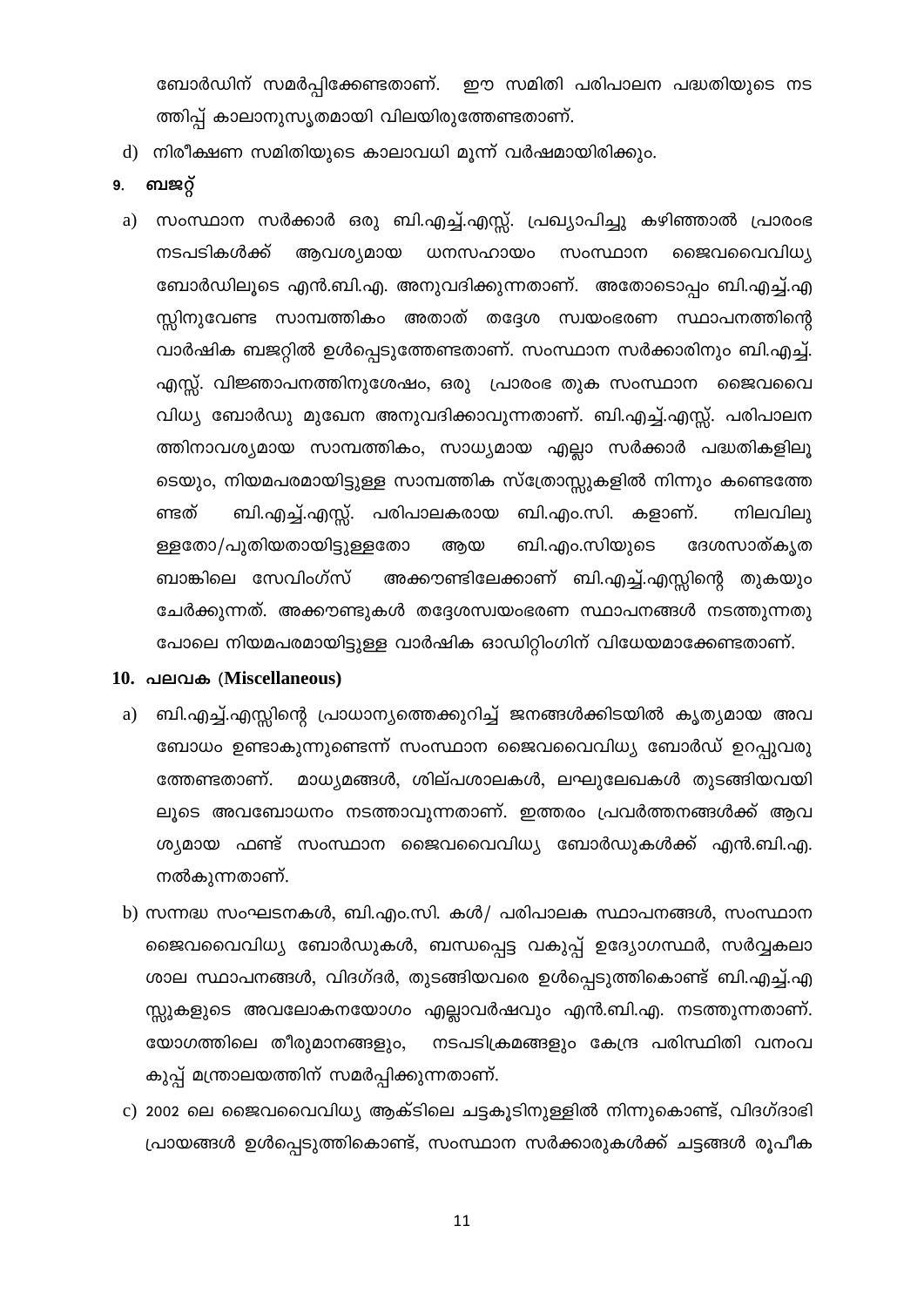ബോർഡിന് സമർപ്പിക്കേണ്ടതാണ്. ഈ സമിതി പരിപാലന പദ്ധതിയുടെ നടത്തിപ്പ് കാലാനുസൃതമായി വിലയിരുത്തേണ്ടതാണ്.

d) നിരീക്ഷണ സമിതിയുടെ കാലാവധി മൂന്ന് വർഷമായിരിക്കും.

## 9. ബജറ്റ്

a) സംസ്ഥാന സർക്കാർ ഒരു ബി.എച്ച്.എസ്സ്. പ്രഖ്യാപിച്ചു കഴിഞ്ഞാൽ പ്രാരംഭ നടപടികൾക്ക് ആവശ്യമായ ധനസഹായം സംസ്ഥാന ജൈവവൈവിധ്യ ബോർഡിലൂടെ എൻ.ബി.എ. അനുവദിക്കുന്നതാണ്. അതോടൊപ്പം ബി.എച്ച്.എസ്സിനുവേണ്ട സാമ്പത്തികം അതാത് തദ്ദേശ സ്വയംഭരണ സ്ഥാപനത്തിന്റെ വാർഷിക ബജറ്റിൽ ഉൾപ്പെടുത്തേണ്ടതാണ്. സംസ്ഥാന സർക്കാരിനും ബി.എച്ച്.എസ്സ്. വിജ്ഞാപനത്തിനുശേഷം, ഒരു പ്രാരംഭ തുക സംസ്ഥാന ജൈവവൈവിധ്യ ബോർഡു മുഖേന അനുവദിക്കാവുന്നതാണ്. ബി.എച്ച്.എസ്സ്. പരിപാലനത്തിനാവശ്യമായ സാമ്പത്തികം, സാധ്യമായ എല്ലാ സർക്കാർ പദ്ധതികളിലൂടെയും, നിയമപരമായിട്ടുള്ള സാമ്പത്തിക സ്രോതസ്സുകളിൽ നിന്നും കണ്ടെത്തേണ്ടത് ബി.എച്ച്.എസ്സ്. പരിപാലകരായ ബി.എം.സി. കളാണ്. നിലവിലുള്ളതോ/പുതിയതായിട്ടുള്ളതോ ആയ ബി.എം.സിയുടെ ദേശസാത്കൃത ബാങ്കിലെ സേവിംഗ്സ് അക്കൗണ്ടിലേക്കാണ് ബി.എച്ച്.എസ്സിന്റെ തുകയും ചേർക്കുന്നത്. അക്കൗണ്ടുകൾ തദ്ദേശസ്വയംഭരണ സ്ഥാപനങ്ങൾ നടത്തുന്നതുപോലെ നിയമപരമായിട്ടുള്ള വാർഷിക ഓഡിറ്റിംഗിന് വിധേയമാക്കേണ്ടതാണ്.

## 10. പലവക (Miscellaneous)

a) ബി.എച്ച്.എസ്സിന്റെ പ്രാധാന്യത്തെക്കുറിച്ച് ജനങ്ങൾക്കിടയിൽ കൃത്യമായ അവബോധം ഉണ്ടാകുന്നുണ്ടെന്ന് സംസ്ഥാന ജൈവവൈവിധ്യ ബോർഡ് ഉറപ്പുവരുത്തേണ്ടതാണ്. മാധ്യമങ്ങൾ, ശില്പശാലകൾ, ലഘുലേഖകൾ തുടങ്ങിയവയിലൂടെ അവബോധനം നടത്താവുന്നതാണ്. ഇത്തരം പ്രവർത്തനങ്ങൾക്ക് ആവശ്യമായ ഫണ്ട് സംസ്ഥാന ജൈവവൈവിധ്യ ബോർഡുകൾക്ക് എൻ.ബി.എ. നൽകുന്നതാണ്.

b) സന്നദ്ധ സംഘടനകൾ, ബി.എം.സി. കൾ/ പരിപാലക സ്ഥാപനങ്ങൾ, സംസ്ഥാന ജൈവവൈവിധ്യ ബോർഡുകൾ, ബന്ധപ്പെട്ട വകുപ്പ് ഉദ്യോഗസ്ഥർ, സർവ്വകലാശാല സ്ഥാപനങ്ങൾ, വിദഗ്ദർ, തുടങ്ങിയവരെ ഉൾപ്പെടുത്തികൊണ്ട് ബി.എച്ച്.എസ്സുകളുടെ അവലോകനയോഗം എല്ലാവർഷവും എൻ.ബി.എ. നടത്തുന്നതാണ്. യോഗത്തിലെ തീരുമാനങ്ങളും, നടപടിക്രമങ്ങളും കേന്ദ്ര പരിസ്ഥിതി വനംവകുപ്പ് മന്ത്രാലയത്തിന് സമർപ്പിക്കുന്നതാണ്.

c) 2002 ലെ ജൈവവൈവിധ്യ ആക്ടിലെ ചട്ടകൂടിനുള്ളിൽ നിന്നുകൊണ്ട്, വിദഗ്ദാഭിപ്രായങ്ങൾ ഉൾപ്പെടുത്തികൊണ്ട്, സംസ്ഥാന സർക്കാരുകൾക്ക് ചട്ടങ്ങൾ രൂപീക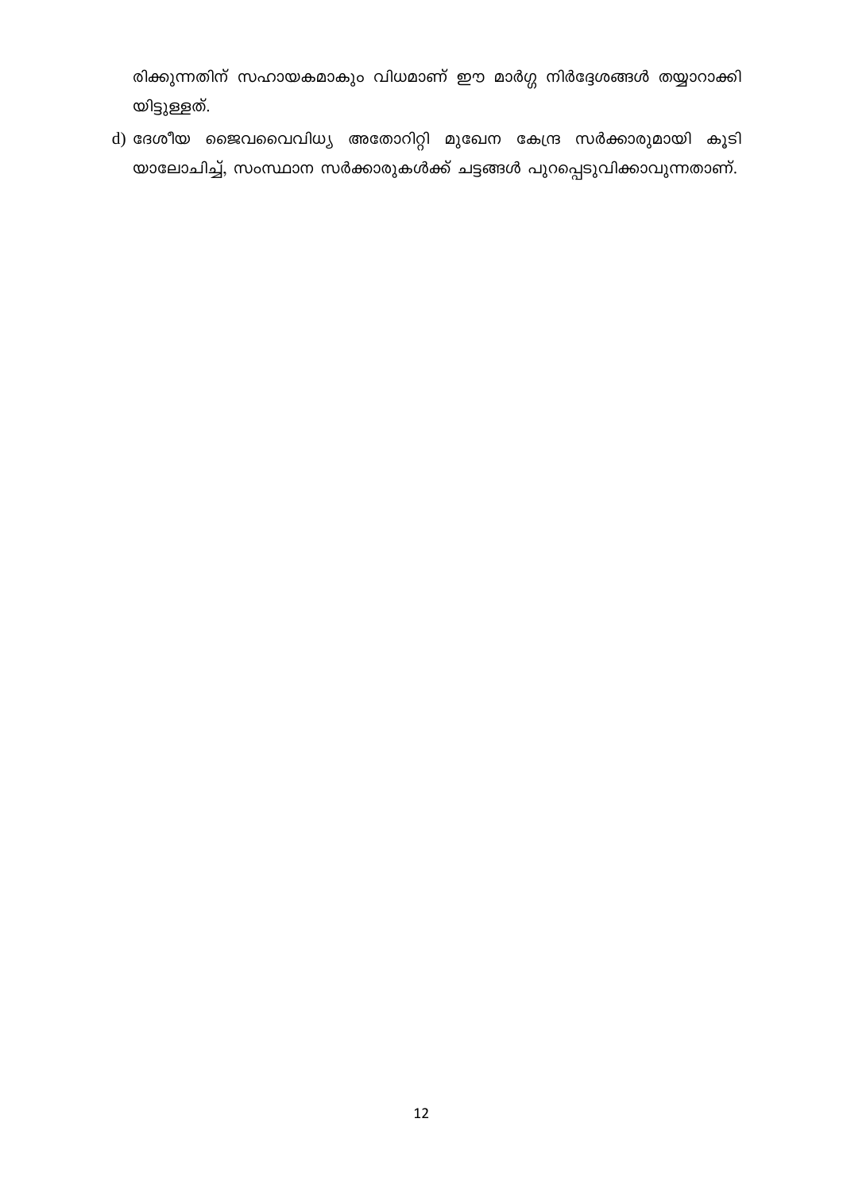രിക്കുന്നതിന് സഹായകമാകും വിധമാണ് ഈ മാർഗ്ഗ നിർദ്ദേശങ്ങൾ തയ്യാറാക്കി യിട്ടുള്ളത്.

d) ദേശീയ ജൈവവൈവിധ്യ അതോറിറ്റി മുഖേന കേന്ദ്ര സർക്കാരുമായി കൂടി യാലോചിച്ച്, സംസ്ഥാന സർക്കാരുകൾക്ക് ചട്ടങ്ങൾ പുറപ്പെടുവിക്കാവുന്നതാണ്.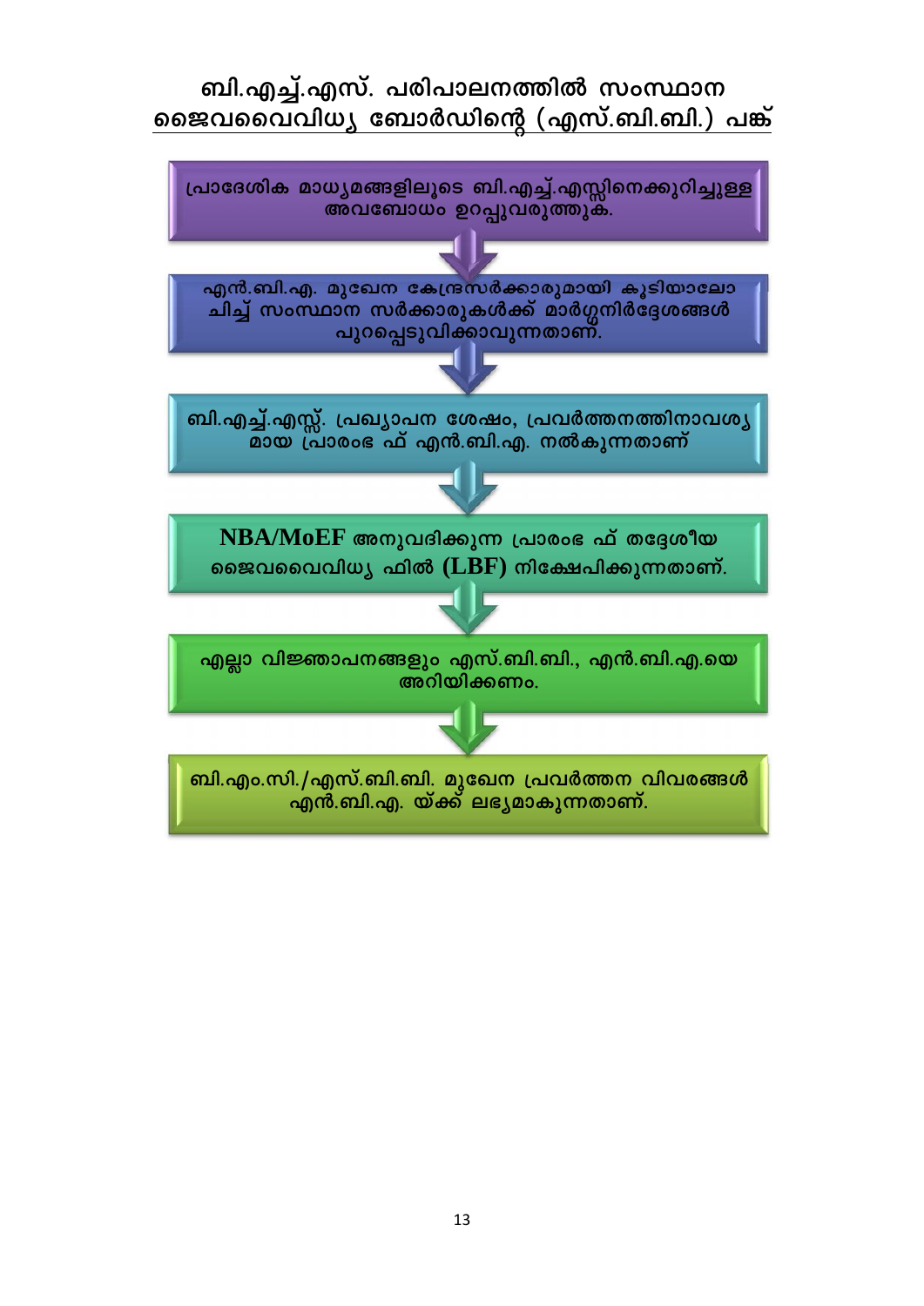## ബി.എച്ച്.എസ്. പരിപാലനത്തിൽ സംസ്ഥാന ജൈവവൈവിധ്യ ബോർഡിന്റെ (എസ്.ബി.ബി.) പങ്ക്

പ്രാദേശിക മാധ്യമങ്ങളിലൂടെ ബി.എച്ച്.എസ്സിനെക്കുറിച്ചുള്ള അവബോധം ഉറപ്പുവരുത്തുക.

↓

എൻ.ബി.എ. മുഖേന കേന്ദ്രസർക്കാരുമായി കൂടിയാലോചിച്ച് സംസ്ഥാന സർക്കാരുകൾക്ക് മാർഗ്ഗനിർദ്ദേശങ്ങൾ പുറപ്പെടുവിക്കാവുന്നതാണ്.

↓

ബി.എച്ച്.എസ്സ്. പ്രഖ്യാപന ശേഷം, പ്രവർത്തനത്തിനാവശ്യമായ പ്രാരംഭ ഫ് എൻ.ബി.എ. നൽകുന്നതാണ്

↓

**NBA/MoEF** അനുവദിക്കുന്ന പ്രാരംഭ ഫ് തദ്ദേശീയ ജൈവവൈവിധ്യ ഫിൽ **(LBF)** നിക്ഷേപിക്കുന്നതാണ്.

↓

എല്ലാ വിജ്ഞാപനങ്ങളും എസ്.ബി.ബി., എൻ.ബി.എ.യെ അറിയിക്കണം.

↓

ബി.എം.സി./എസ്.ബി.ബി. മുഖേന പ്രവർത്തന വിവരങ്ങൾ എൻ.ബി.എ. യ്ക്ക് ലഭ്യമാകുന്നതാണ്.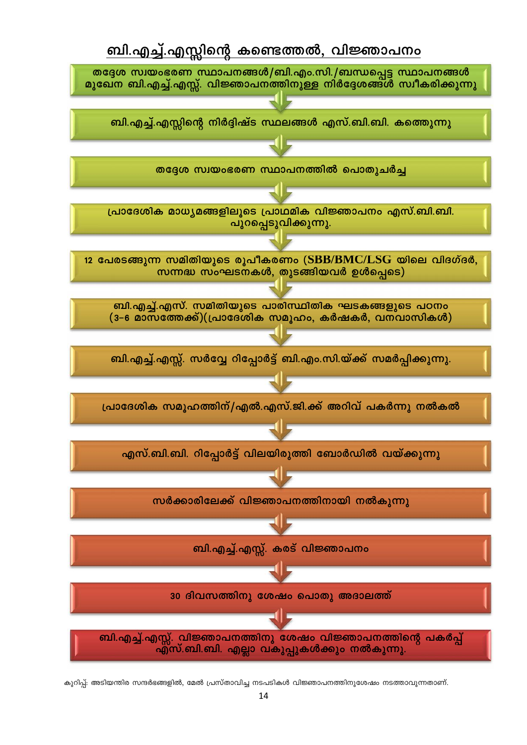## ബി.എച്ച്.എസ്സിന്റെ കണ്ടെത്തൽ, വിജ്ഞാപനം

1. തദ്ദേശ സ്വയംഭരണ സ്ഥാപനങ്ങൾ/ബി.എം.സി./ബന്ധപ്പെട്ട സ്ഥാപനങ്ങൾ മുഖേന ബി.എച്ച്.എസ്സ്. വിജ്ഞാപനത്തിനുള്ള നിർദ്ദേശങ്ങൾ സ്വീകരിക്കുന്നു
2. ബി.എച്ച്.എസ്സിന്റെ നിർദ്ദിഷ്ട സ്ഥലങ്ങൾ എസ്.ബി.ബി. കണ്ടെത്തുന്നു
3. തദ്ദേശ സ്വയംഭരണ സ്ഥാപനത്തിൽ പൊതുചർച്ച
4. പ്രാദേശിക മാധ്യമങ്ങളിലൂടെ പ്രാഥമിക വിജ്ഞാപനം എസ്.ബി.ബി. പുറപ്പെടുവിക്കുന്നു.
5. 12 പേരടങ്ങുന്ന സമിതിയുടെ രൂപീകരണം (SBB/BMC/LSG യിലെ വിദഗ്ദർ, സന്നദ്ധ സംഘടനകൾ, തുടങ്ങിയവർ ഉൾപ്പെടെ)
6. ബി.എച്ച്.എസ്. സമിതിയുടെ പാരിസ്ഥിതിക ഘടകങ്ങളുടെ പഠനം (3-6 മാസത്തേക്ക്)(പ്രാദേശിക സമൂഹം, കർഷകർ, വനവാസികൾ)
7. ബി.എച്ച്.എസ്സ്. സർവ്വേ റിപ്പോർട്ട് ബി.എം.സി.യ്ക്ക് സമർപ്പിക്കുന്നു.
8. പ്രാദേശിക സമൂഹത്തിന്/എൽ.എസ്.ജി.ക്ക് അറിവ് പകർന്നു നൽകൽ
9. എസ്.ബി.ബി. റിപ്പോർട്ട് വിലയിരുത്തി ബോർഡിൽ വയ്ക്കുന്നു
10. സർക്കാരിലേക്ക് വിജ്ഞാപനത്തിനായി നൽകുന്നു
11. ബി.എച്ച്.എസ്സ്. കരട് വിജ്ഞാപനം
12. 30 ദിവസത്തിനു ശേഷം പൊതു അദാലത്ത്
13. ബി.എച്ച്.എസ്സ്. വിജ്ഞാപനത്തിനു ശേഷം വിജ്ഞാപനത്തിന്റെ പകർപ്പ് എസ്.ബി.ബി. എല്ലാ വകുപ്പുകൾക്കും നൽകുന്നു.

കുറിപ്പ്: അടിയന്തിര സന്ദർഭങ്ങളിൽ, മേൽ പ്രസ്താവിച്ച നടപടികൾ വിജ്ഞാപനത്തിനുശേഷം നടത്താവുന്നതാണ്.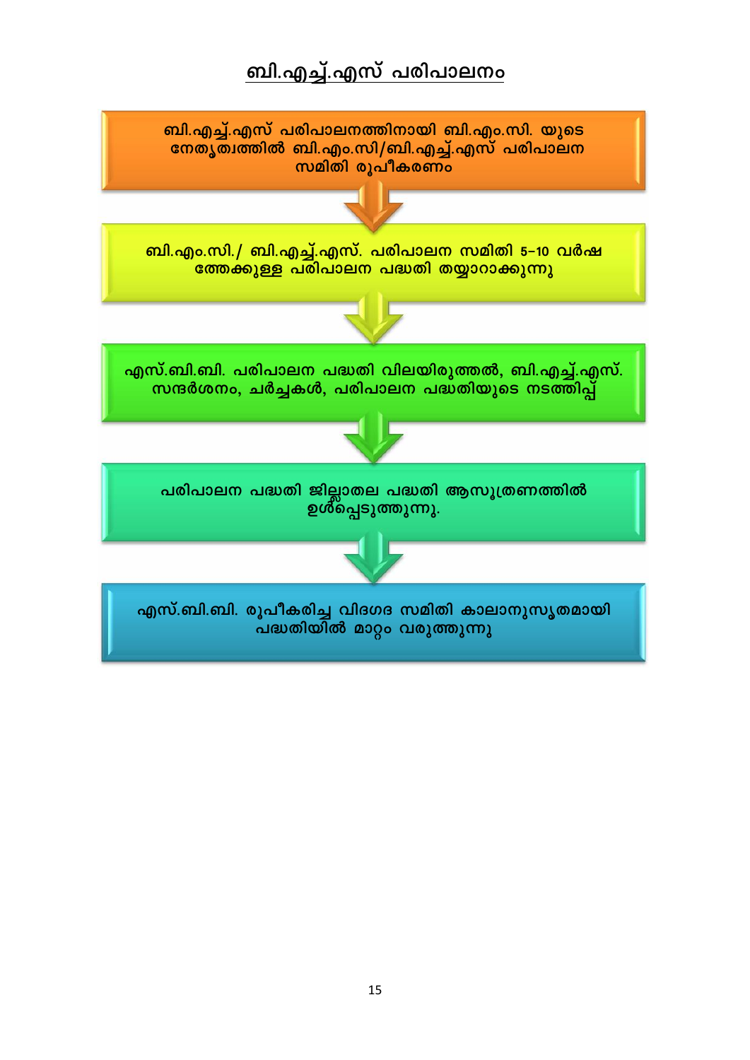## ബി.എച്ച്.എസ് പരിപാലനം

ബി.എച്ച്.എസ് പരിപാലനത്തിനായി ബി.എം.സി. യുടെ നേതൃത്വത്തിൽ ബി.എം.സി/ബി.എച്ച്.എസ് പരിപാലന സമിതി രൂപീകരണം

ബി.എം.സി./ ബി.എച്ച്.എസ്. പരിപാലന സമിതി 5-10 വർഷ ത്തേക്കുള്ള പരിപാലന പദ്ധതി തയ്യാറാക്കുന്നു

എസ്.ബി.ബി. പരിപാലന പദ്ധതി വിലയിരുത്തൽ, ബി.എച്ച്.എസ്. സന്ദർശനം, ചർച്ചകൾ, പരിപാലന പദ്ധതിയുടെ നടത്തിപ്പ്

പരിപാലന പദ്ധതി ജില്ലാതല പദ്ധതി ആസൂത്രണത്തിൽ ഉൾപ്പെടുത്തുന്നു.

എസ്.ബി.ബി. രൂപീകരിച്ച വിദഗ്ദ സമിതി കാലാനുസൃതമായി പദ്ധതിയിൽ മാറ്റം വരുത്തുന്നു